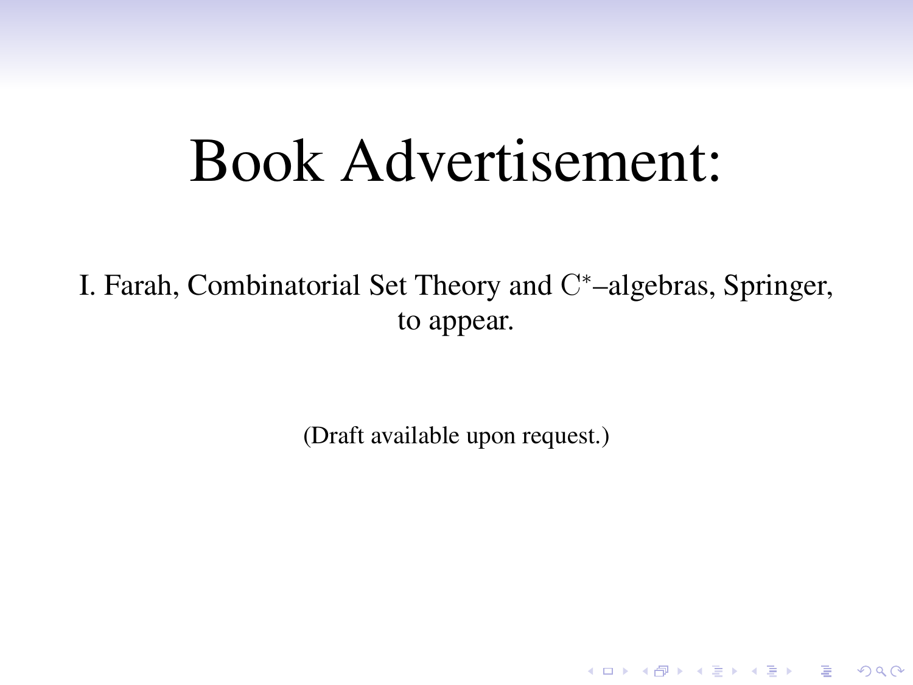# Book Advertisement:

I. Farah, Combinatorial Set Theory and $C^*$–algebras, Springer, to appear.

(Draft available upon request.)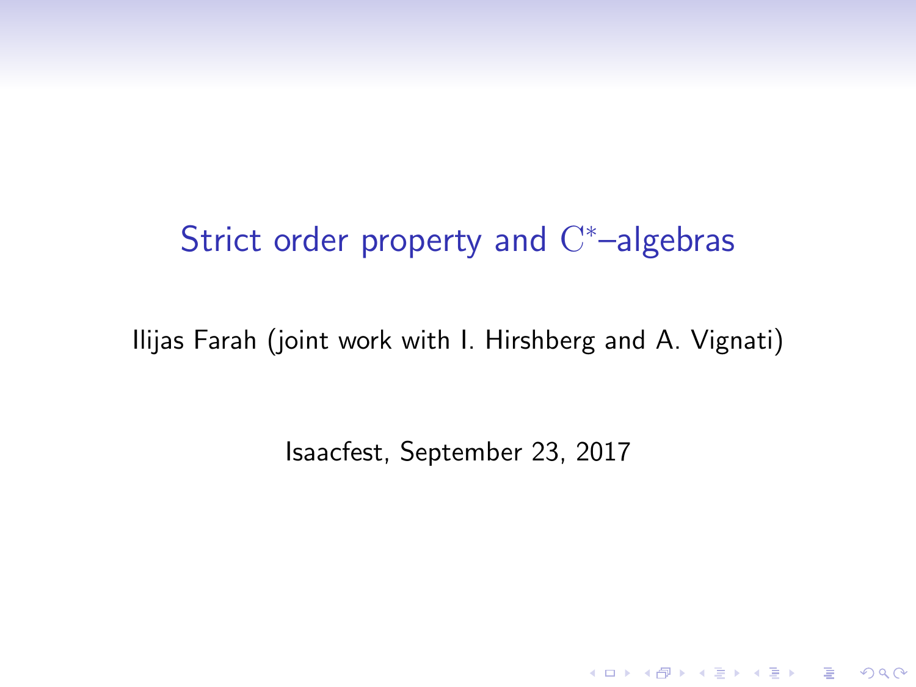# Strict order property and $\mathrm{C}^*$–algebras

Ilijas Farah (joint work with I. Hirshberg and A. Vignati)

Isaacfest, September 23, 2017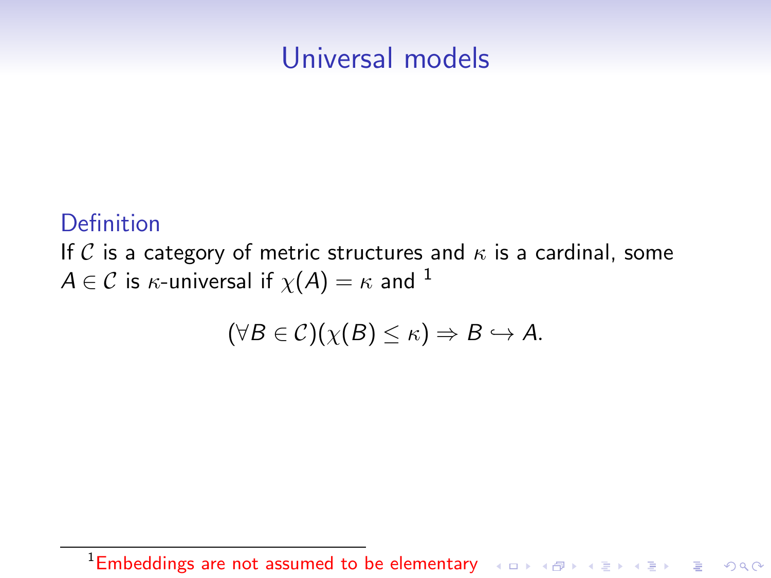# Universal models

**Definition**

If $\mathcal{C}$ is a category of metric structures and $\kappa$ is a cardinal, some $A \in \mathcal{C}$ is $\kappa$-universal if $\chi(A) = \kappa$ and [1]

$$(\forall B \in \mathcal{C})(\chi(B) \leq \kappa) \Rightarrow B \hookrightarrow A.$$

---

[1] Embeddings are not assumed to be elementary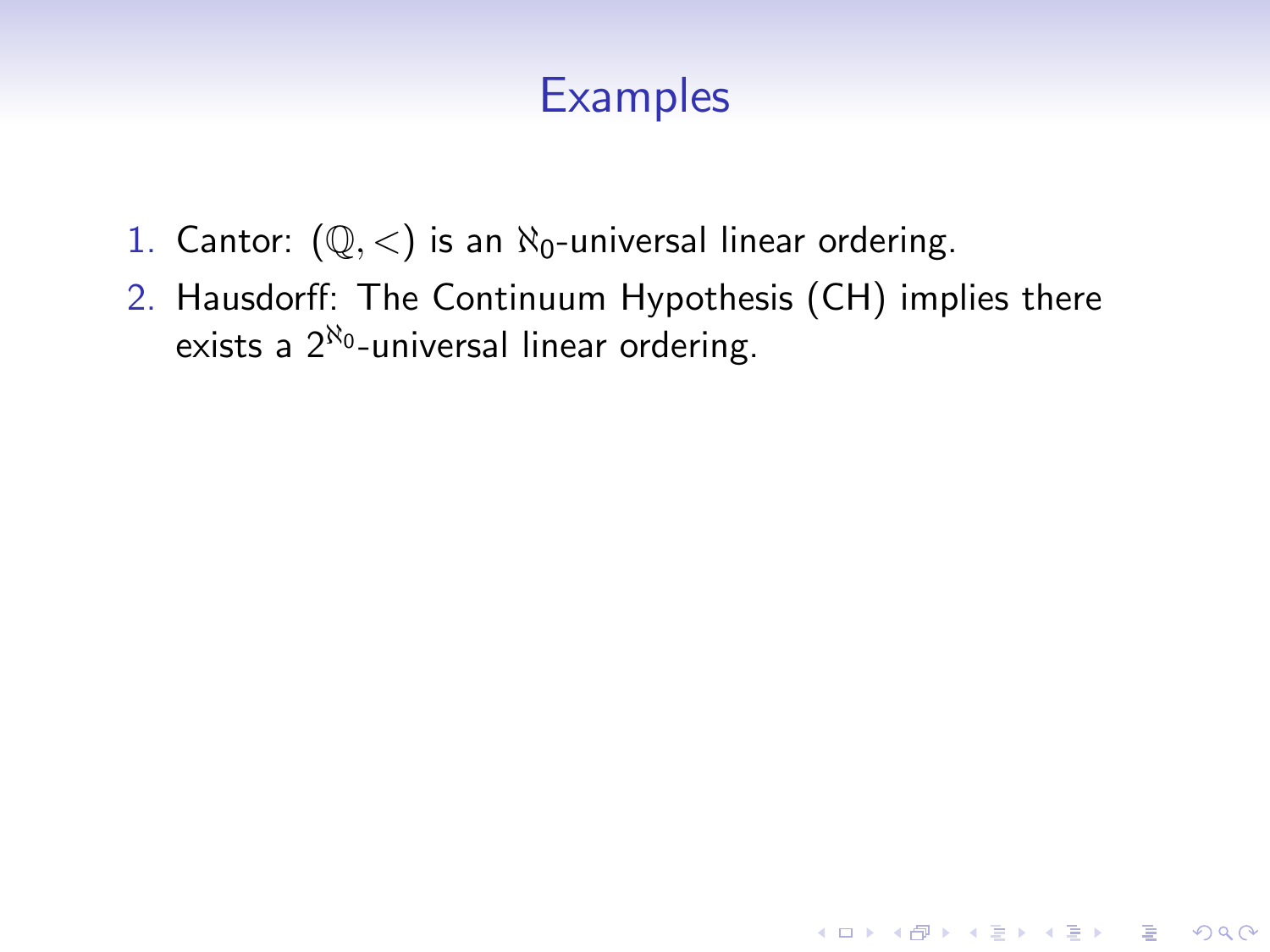# Examples

1. Cantor: $(\mathbb{Q}, <)$ is an $\aleph_0$-universal linear ordering.
2. Hausdorff: The Continuum Hypothesis (CH) implies there exists a $2^{\aleph_0}$-universal linear ordering.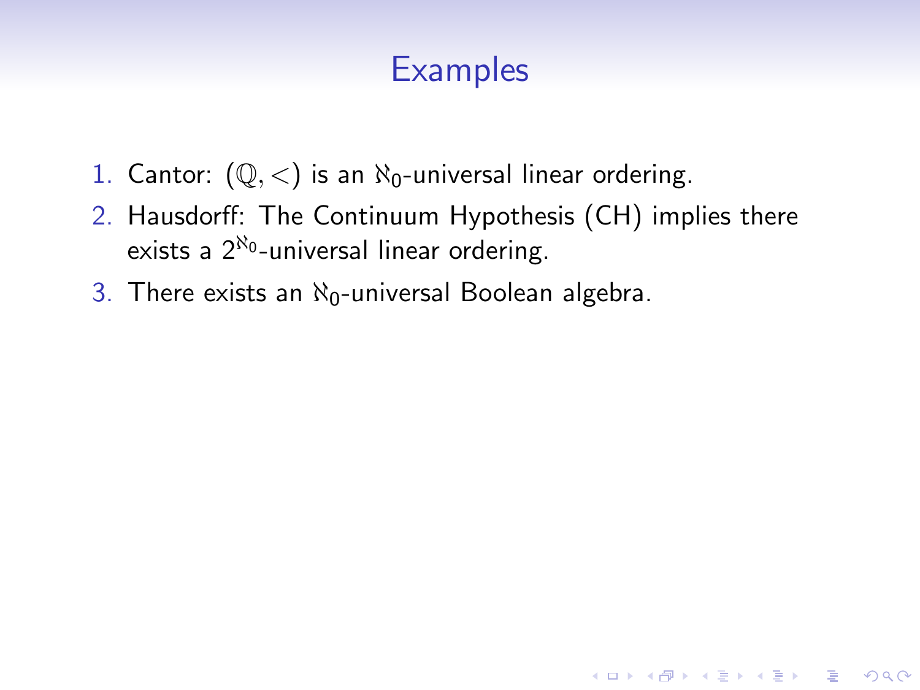# Examples

1. Cantor: $(\mathbb{Q}, <)$ is an $\aleph_0$-universal linear ordering.
2. Hausdorff: The Continuum Hypothesis (CH) implies there exists a $2^{\aleph_0}$-universal linear ordering.
3. There exists an $\aleph_0$-universal Boolean algebra.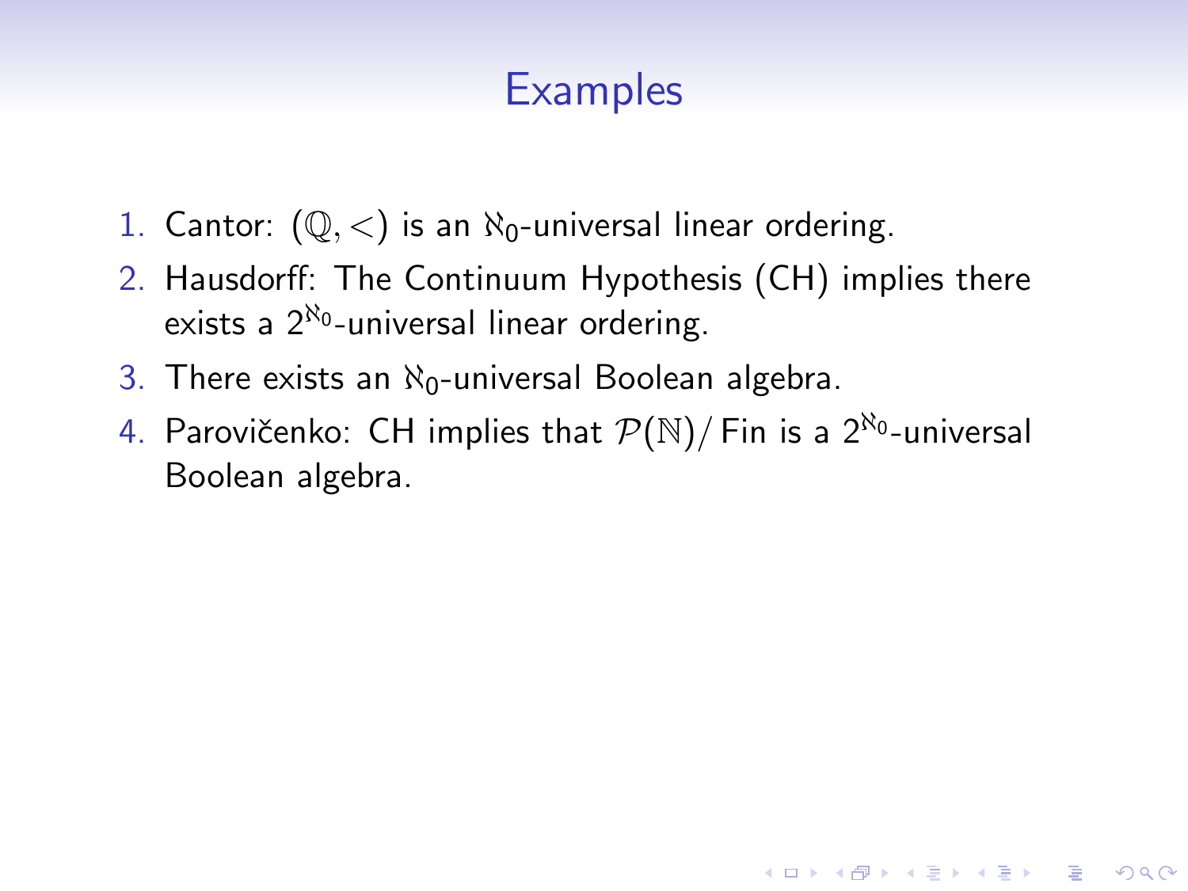# Examples

1. Cantor: $(\mathbb{Q}, <)$ is an $\aleph_0$-universal linear ordering.
2. Hausdorff: The Continuum Hypothesis (CH) implies there exists a $2^{\aleph_0}$-universal linear ordering.
3. There exists an $\aleph_0$-universal Boolean algebra.
4. Parovičenko: CH implies that $\mathcal{P}(\mathbb{N})/\operatorname{Fin}$ is a $2^{\aleph_0}$-universal Boolean algebra.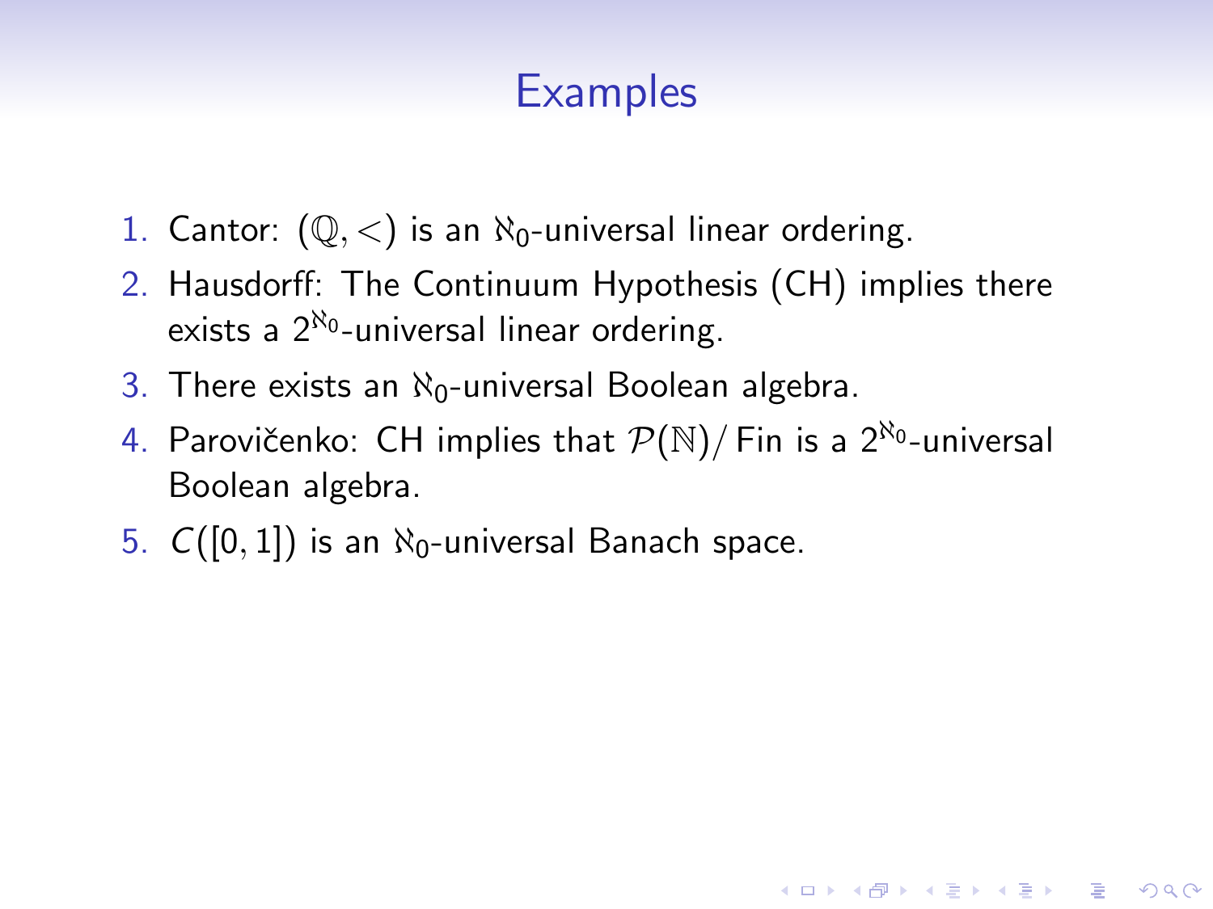# Examples

1. Cantor: $(\mathbb{Q}, <)$ is an $\aleph_0$-universal linear ordering.
2. Hausdorff: The Continuum Hypothesis (CH) implies there exists a $2^{\aleph_0}$-universal linear ordering.
3. There exists an $\aleph_0$-universal Boolean algebra.
4. Parovičenko: CH implies that $\mathcal{P}(\mathbb{N})/\operatorname{Fin}$ is a $2^{\aleph_0}$-universal Boolean algebra.
5. $C([0,1])$ is an $\aleph_0$-universal Banach space.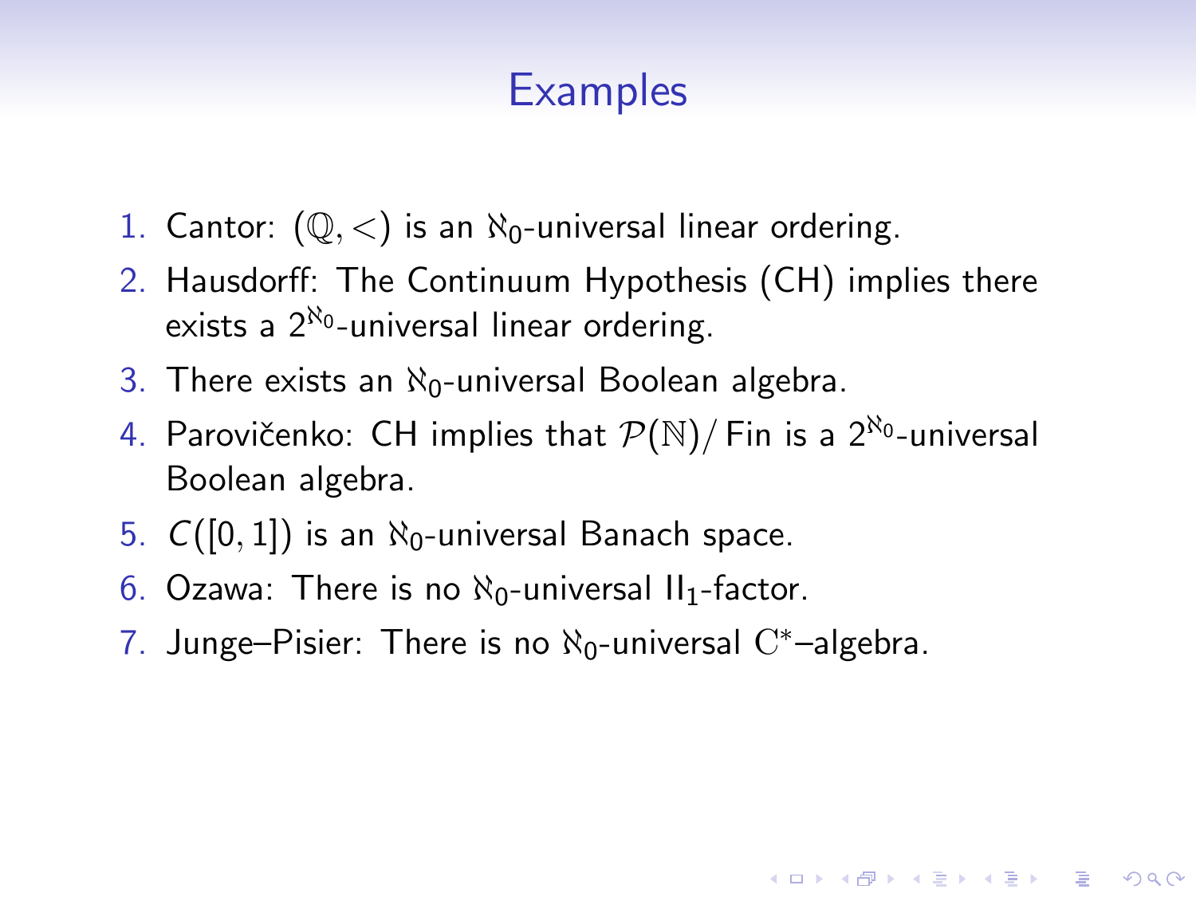# Examples

1. Cantor: $(\mathbb{Q}, <)$ is an $\aleph_0$-universal linear ordering.
2. Hausdorff: The Continuum Hypothesis (CH) implies there exists a $2^{\aleph_0}$-universal linear ordering.
3. There exists an $\aleph_0$-universal Boolean algebra.
4. Parovičenko: CH implies that $\mathcal{P}(\mathbb{N})/\operatorname{Fin}$ is a $2^{\aleph_0}$-universal Boolean algebra.
5. $C([0,1])$ is an $\aleph_0$-universal Banach space.
6. Ozawa: There is no $\aleph_0$-universal $\mathrm{II}_1$-factor.
7. Junge–Pisier: There is no $\aleph_0$-universal $\mathrm{C}^*$–algebra.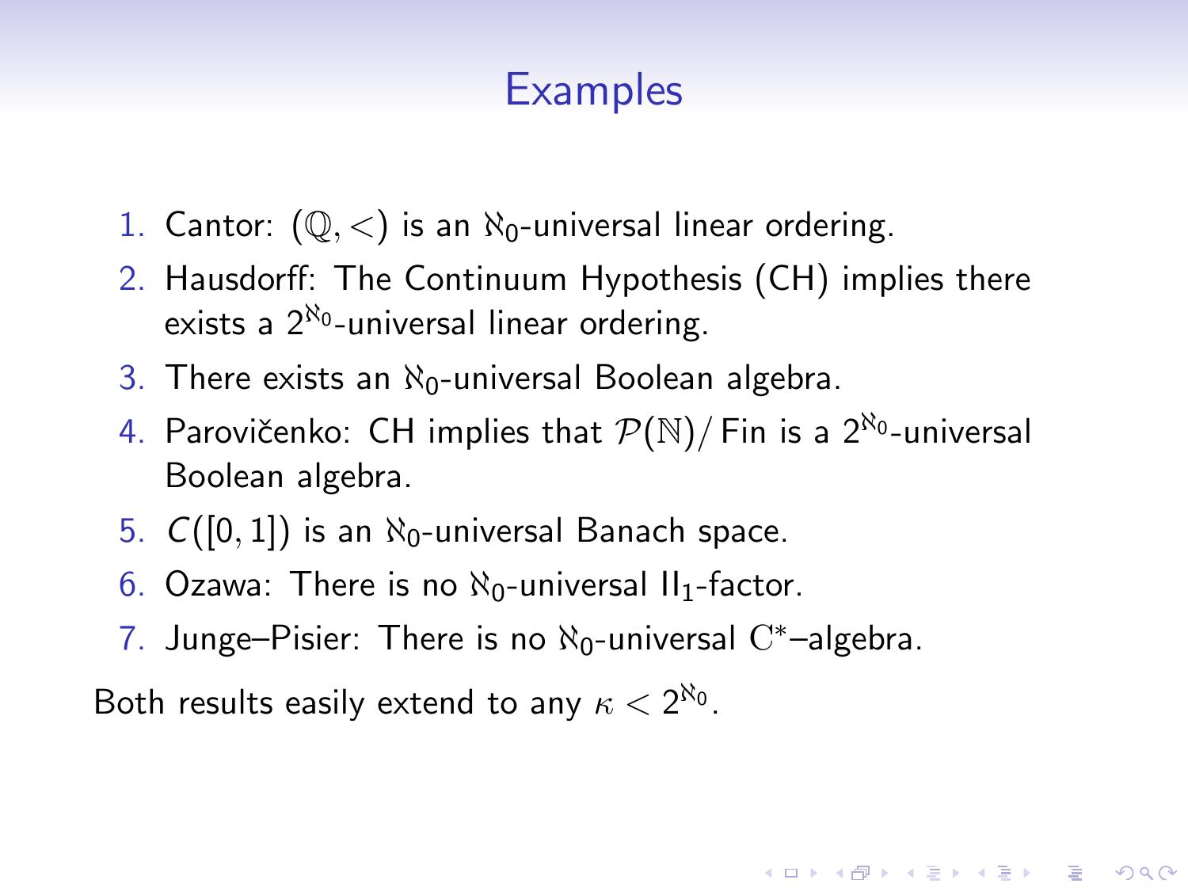# Examples

1. Cantor: $(\mathbb{Q}, <)$ is an $\aleph_0$-universal linear ordering.
2. Hausdorff: The Continuum Hypothesis (CH) implies there exists a $2^{\aleph_0}$-universal linear ordering.
3. There exists an $\aleph_0$-universal Boolean algebra.
4. Parovičenko: CH implies that $\mathcal{P}(\mathbb{N})/\operatorname{Fin}$ is a $2^{\aleph_0}$-universal Boolean algebra.
5. $C([0,1])$ is an $\aleph_0$-universal Banach space.
6. Ozawa: There is no $\aleph_0$-universal $\mathrm{II}_1$-factor.
7. Junge–Pisier: There is no $\aleph_0$-universal $\mathrm{C}^*$–algebra.

Both results easily extend to any $\kappa < 2^{\aleph_0}$.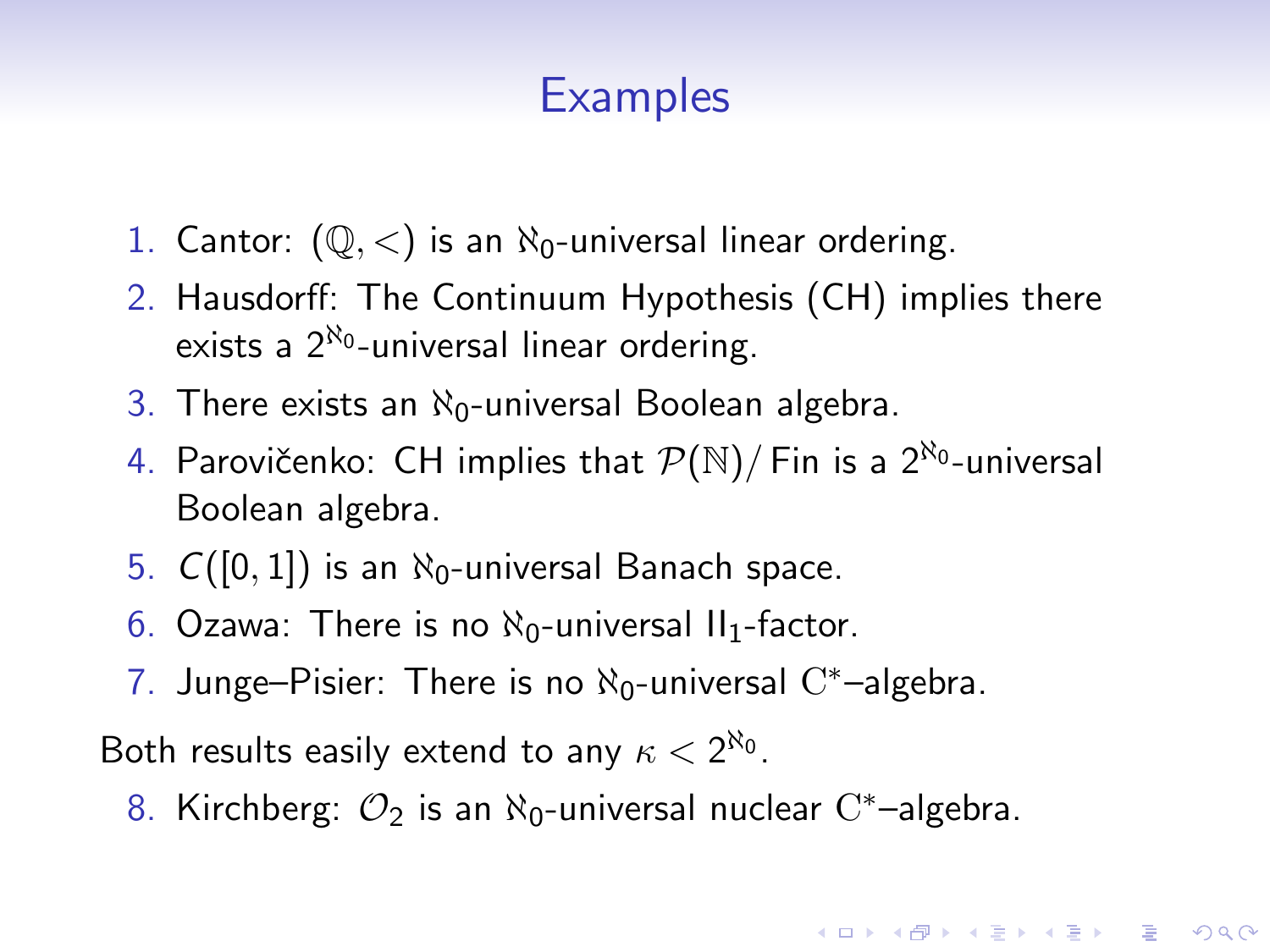# Examples

1. Cantor: $(\mathbb{Q}, <)$ is an $\aleph_0$-universal linear ordering.
2. Hausdorff: The Continuum Hypothesis (CH) implies there exists a $2^{\aleph_0}$-universal linear ordering.
3. There exists an $\aleph_0$-universal Boolean algebra.
4. Parovičenko: CH implies that $\mathcal{P}(\mathbb{N})/\operatorname{Fin}$ is a $2^{\aleph_0}$-universal Boolean algebra.
5. $C([0,1])$ is an $\aleph_0$-universal Banach space.
6. Ozawa: There is no $\aleph_0$-universal $\mathrm{II}_1$-factor.
7. Junge–Pisier: There is no $\aleph_0$-universal $\mathrm{C}^*$–algebra.

Both results easily extend to any $\kappa < 2^{\aleph_0}$.

8. Kirchberg: $\mathcal{O}_2$ is an $\aleph_0$-universal nuclear $\mathrm{C}^*$–algebra.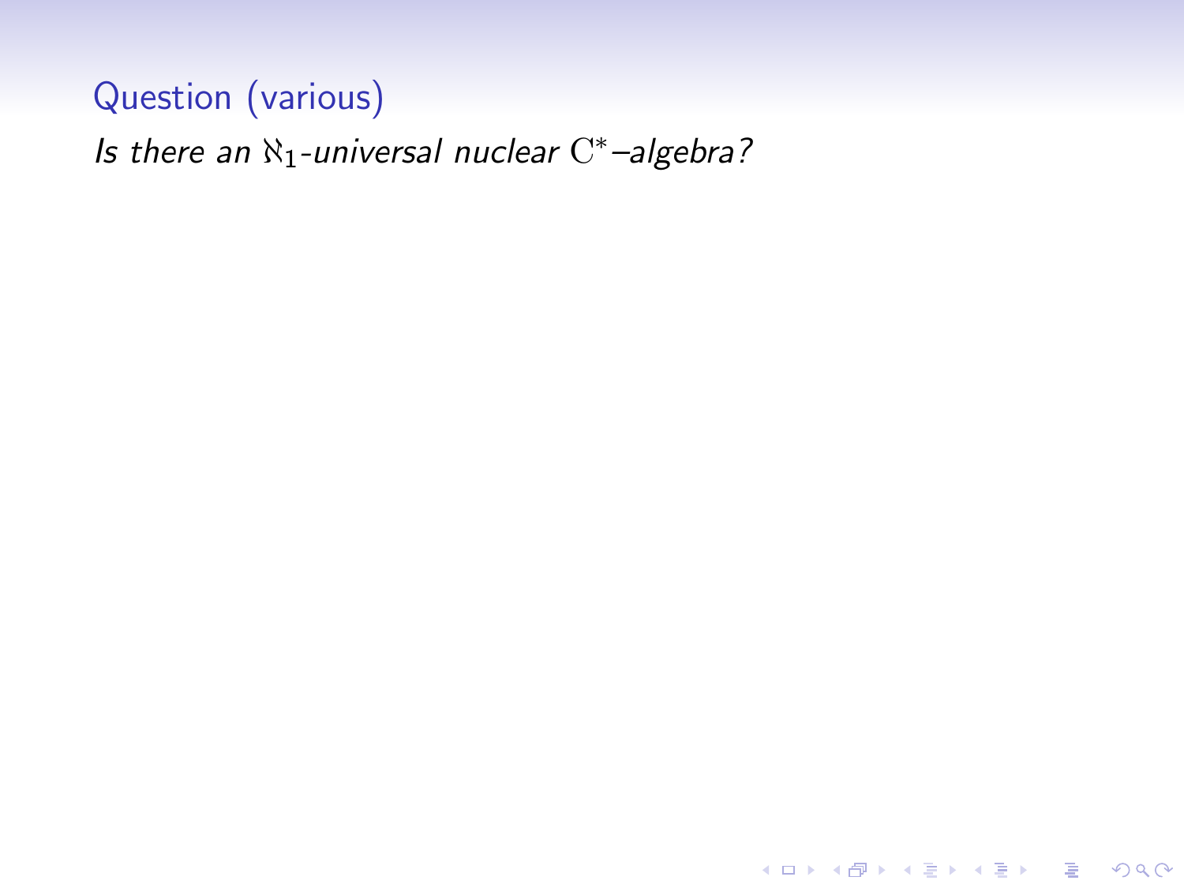**Question (various)**

*Is there an $\aleph_1$-universal nuclear $\mathrm{C}^*$–algebra?*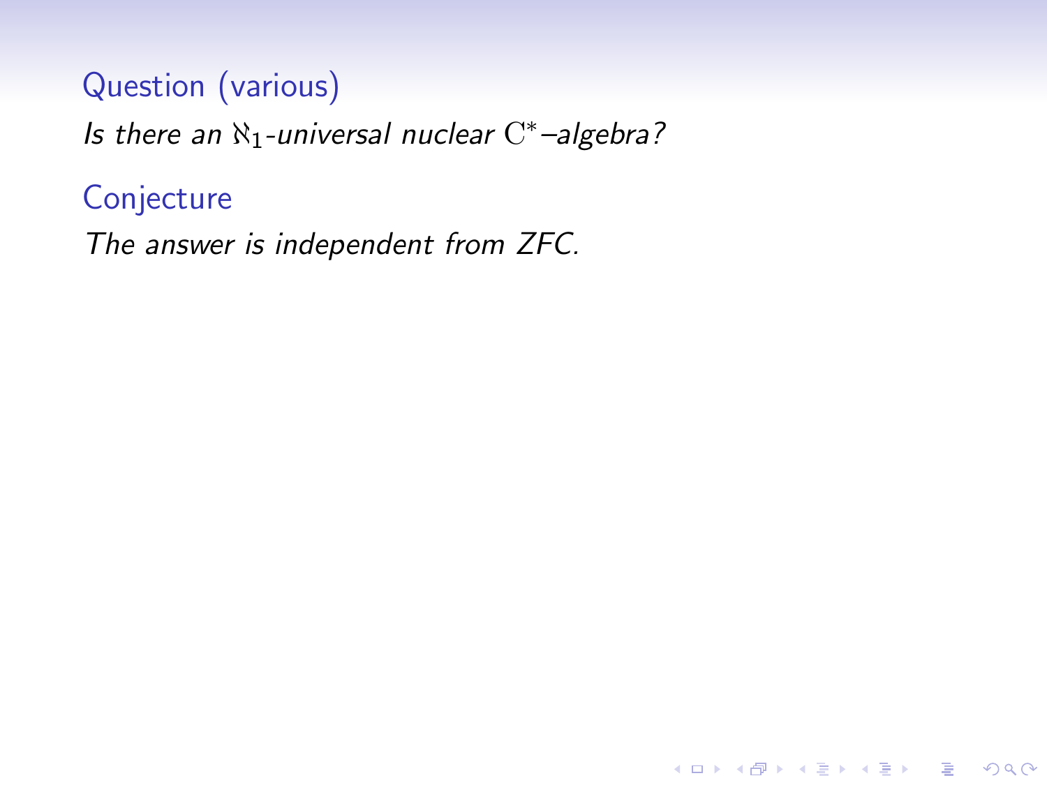Question (various)

*Is there an $\aleph_1$-universal nuclear $\mathrm{C}^*$–algebra?*

Conjecture

*The answer is independent from ZFC.*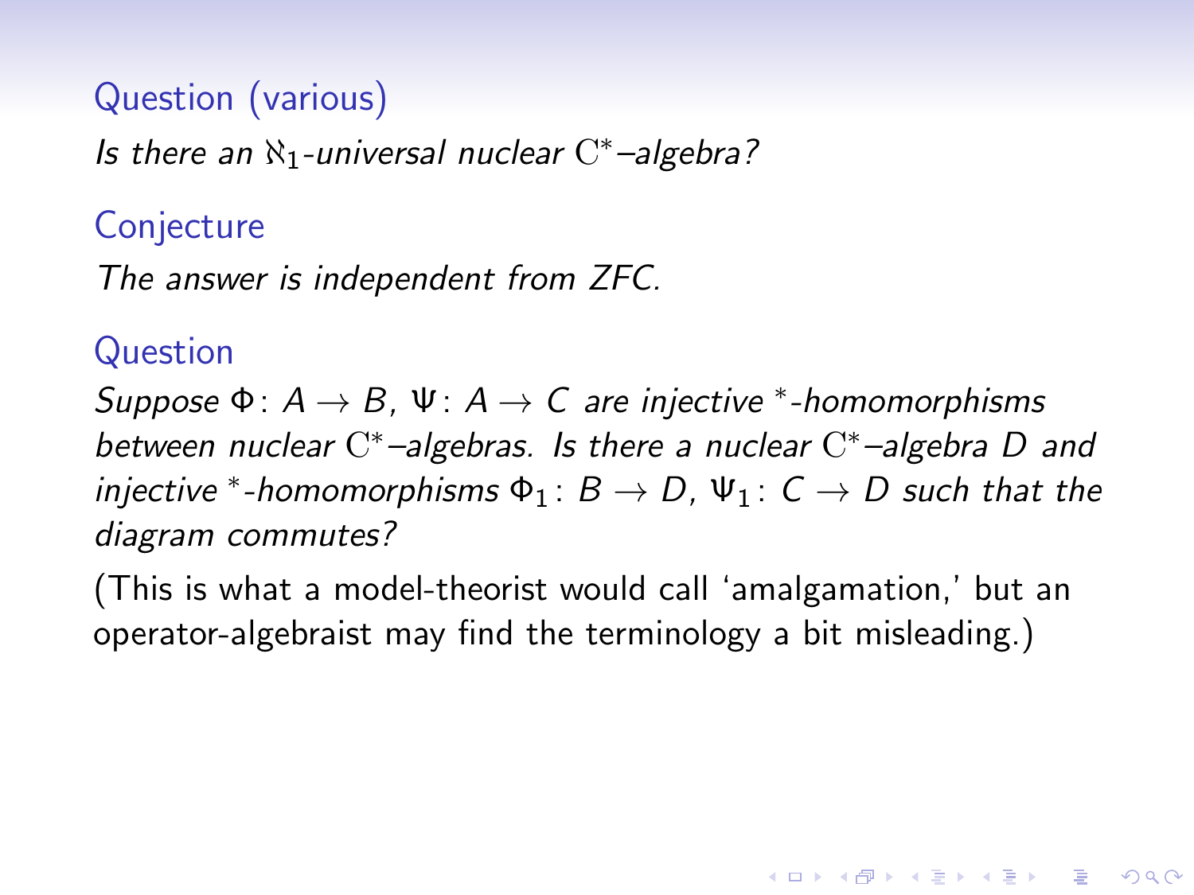**Question (various)**

*Is there an $\aleph_1$-universal nuclear $\mathrm{C}^*$–algebra?*

**Conjecture**

*The answer is independent from ZFC.*

**Question**

*Suppose $\Phi \colon A \to B$, $\Psi \colon A \to C$ are injective $^*$-homomorphisms between nuclear $\mathrm{C}^*$–algebras. Is there a nuclear $\mathrm{C}^*$–algebra $D$ and injective $^*$-homomorphisms $\Phi_1 \colon B \to D$, $\Psi_1 \colon C \to D$ such that the diagram commutes?*

(This is what a model-theorist would call 'amalgamation,' but an operator-algebraist may find the terminology a bit misleading.)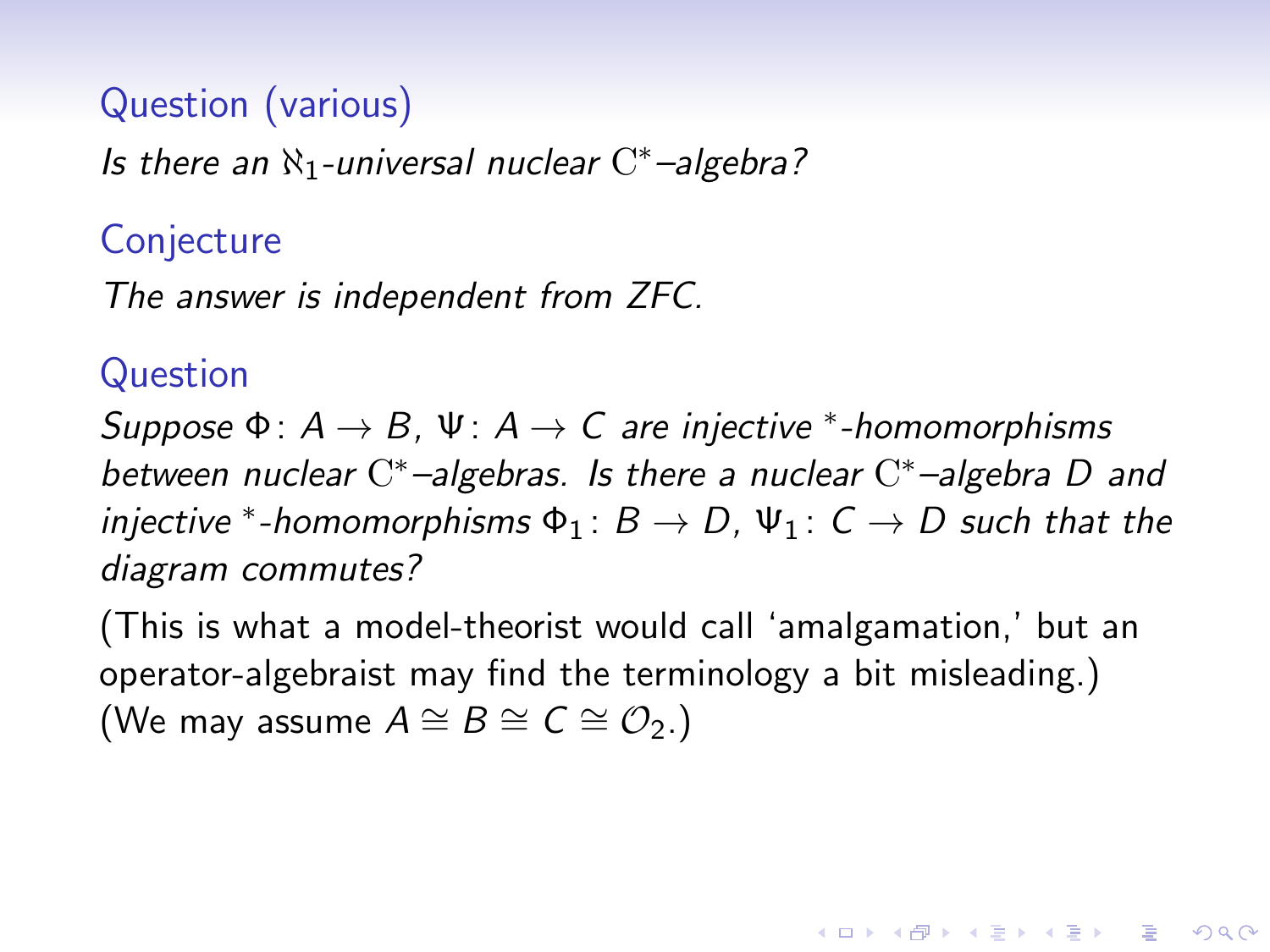**Question (various)**

*Is there an $\aleph_1$-universal nuclear $\mathrm{C}^*$–algebra?*

**Conjecture**

*The answer is independent from ZFC.*

**Question**

*Suppose $\Phi\colon A \to B$, $\Psi\colon A \to C$ are injective $^*$-homomorphisms between nuclear $\mathrm{C}^*$–algebras. Is there a nuclear $\mathrm{C}^*$–algebra $D$ and injective $^*$-homomorphisms $\Phi_1\colon B \to D$, $\Psi_1\colon C \to D$ such that the diagram commutes?*

(This is what a model-theorist would call 'amalgamation,' but an operator-algebraist may find the terminology a bit misleading.)
(We may assume $A \cong B \cong C \cong \mathcal{O}_2$.)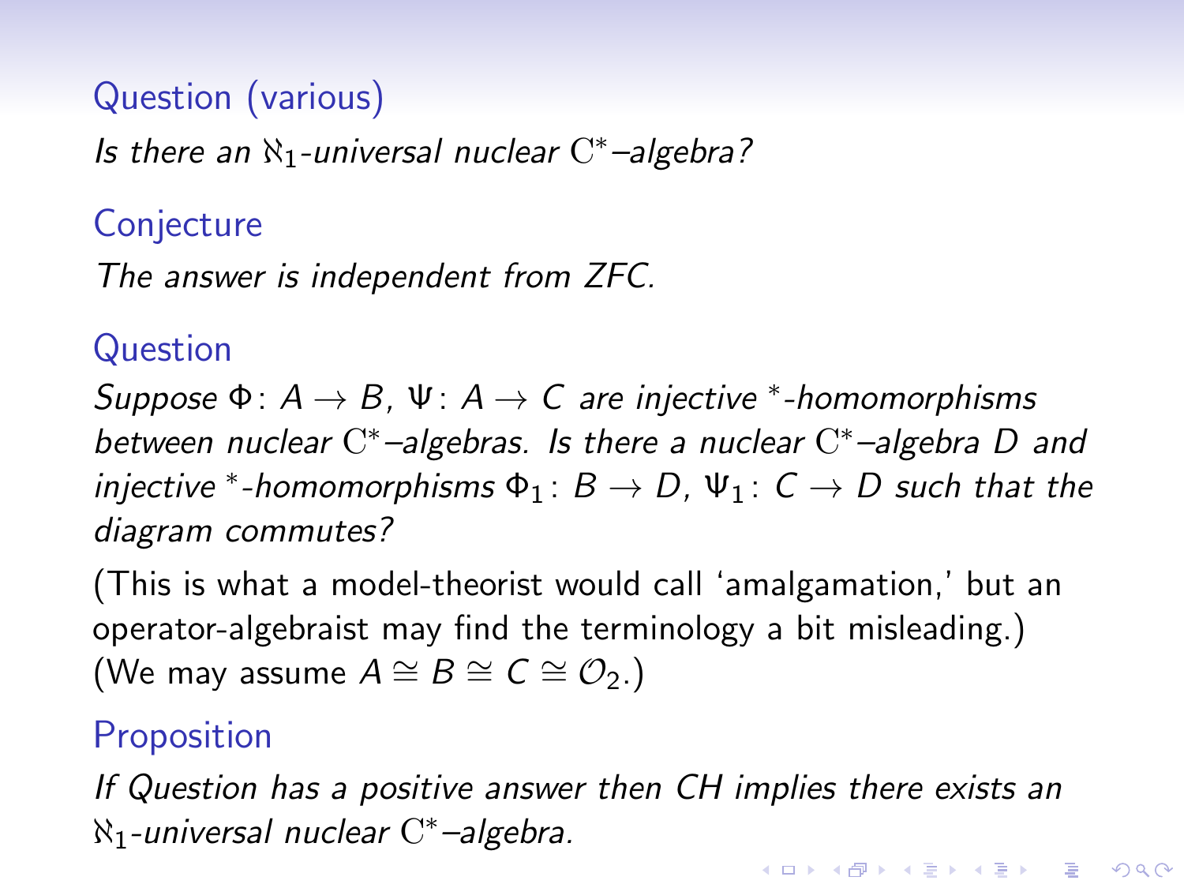**Question (various)**

*Is there an $\aleph_1$-universal nuclear $\mathrm{C}^*$–algebra?*

**Conjecture**

*The answer is independent from ZFC.*

**Question**

*Suppose $\Phi\colon A \to B$, $\Psi\colon A \to C$ are injective $^*$-homomorphisms between nuclear $\mathrm{C}^*$–algebras. Is there a nuclear $\mathrm{C}^*$–algebra $D$ and injective $^*$-homomorphisms $\Phi_1\colon B \to D$, $\Psi_1\colon C \to D$ such that the diagram commutes?*

(This is what a model-theorist would call 'amalgamation,' but an operator-algebraist may find the terminology a bit misleading.)
(We may assume $A \cong B \cong C \cong \mathcal{O}_2$.)

**Proposition**

*If Question has a positive answer then CH implies there exists an $\aleph_1$-universal nuclear $\mathrm{C}^*$–algebra.*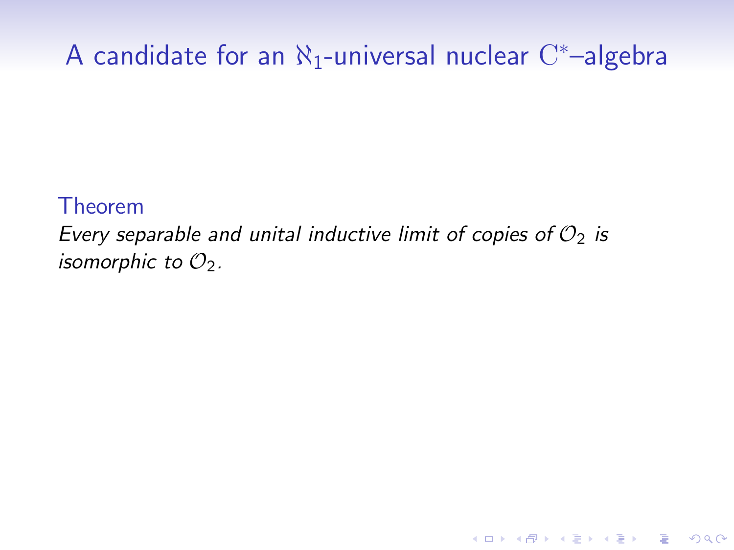# A candidate for an $\aleph_1$-universal nuclear $\mathrm{C}^*$–algebra

**Theorem**

*Every separable and unital inductive limit of copies of $\mathcal{O}_2$ is isomorphic to $\mathcal{O}_2$.*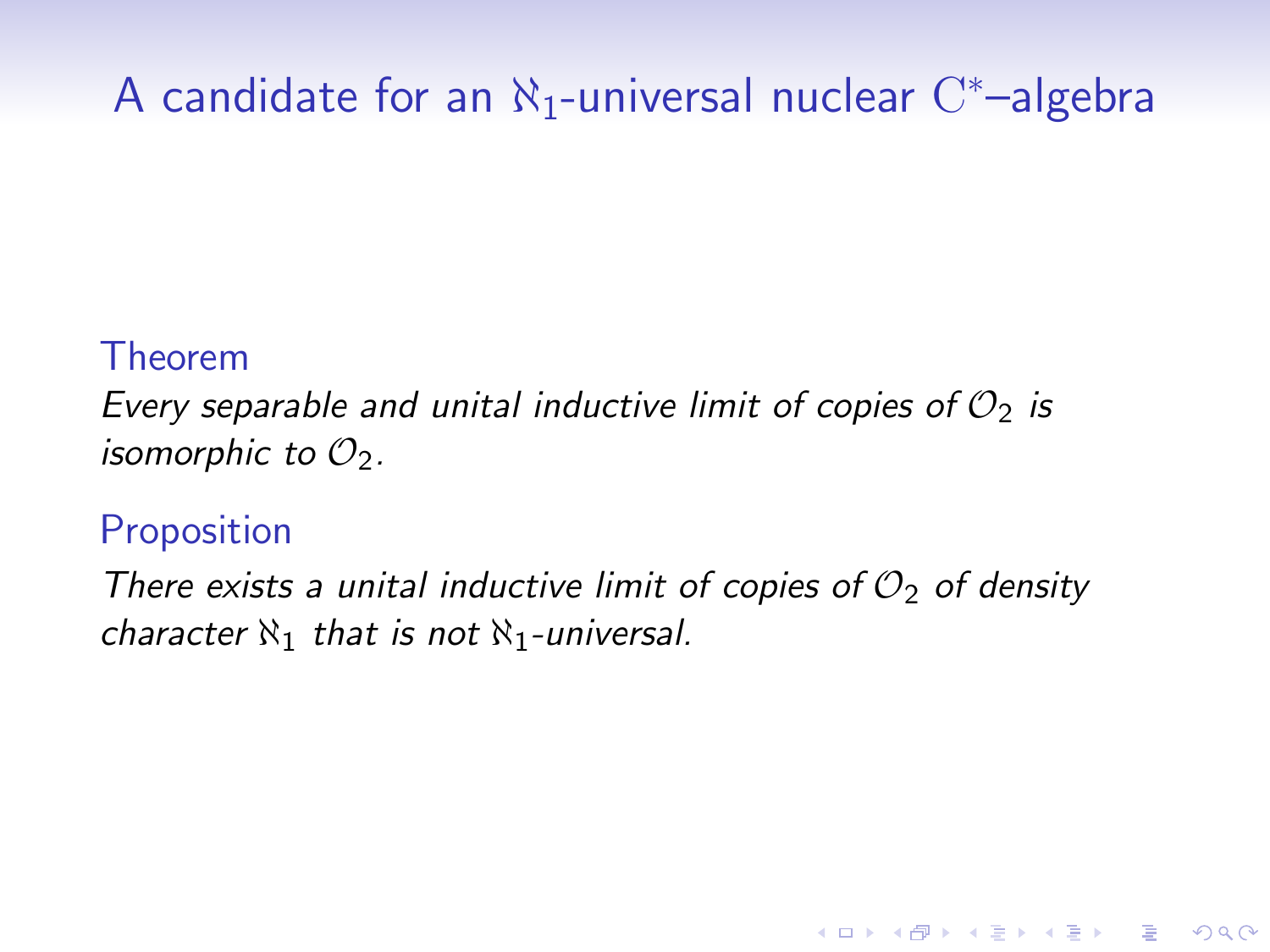# A candidate for an $\aleph_1$-universal nuclear $\mathrm{C}^*$–algebra

**Theorem**

*Every separable and unital inductive limit of copies of $\mathcal{O}_2$ is isomorphic to $\mathcal{O}_2$.*

**Proposition**

*There exists a unital inductive limit of copies of $\mathcal{O}_2$ of density character $\aleph_1$ that is not $\aleph_1$-universal.*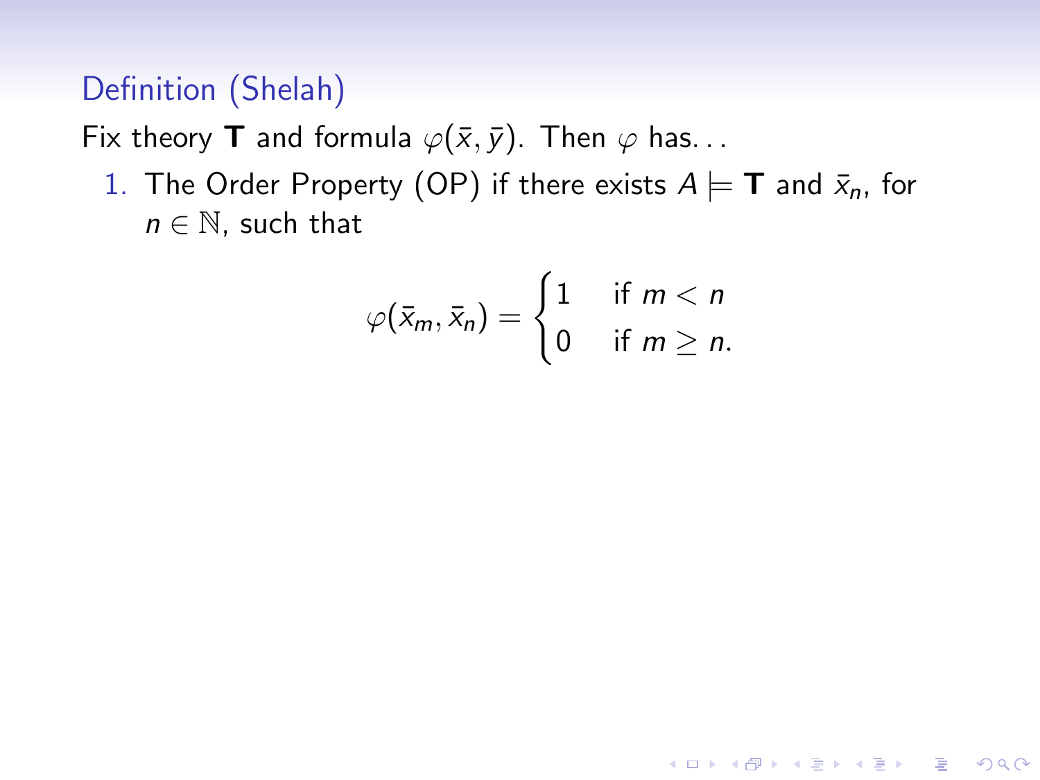### Definition (Shelah)

Fix theory **T** and formula $\varphi(\bar{x}, \bar{y})$. Then $\varphi$ has...

1. The Order Property (OP) if there exists $A \models \mathbf{T}$ and $\bar{x}_n$, for $n \in \mathbb{N}$, such that

$$\varphi(\bar{x}_m, \bar{x}_n) = \begin{cases} 1 & \text{if } m < n \\ 0 & \text{if } m \geq n. \end{cases}$$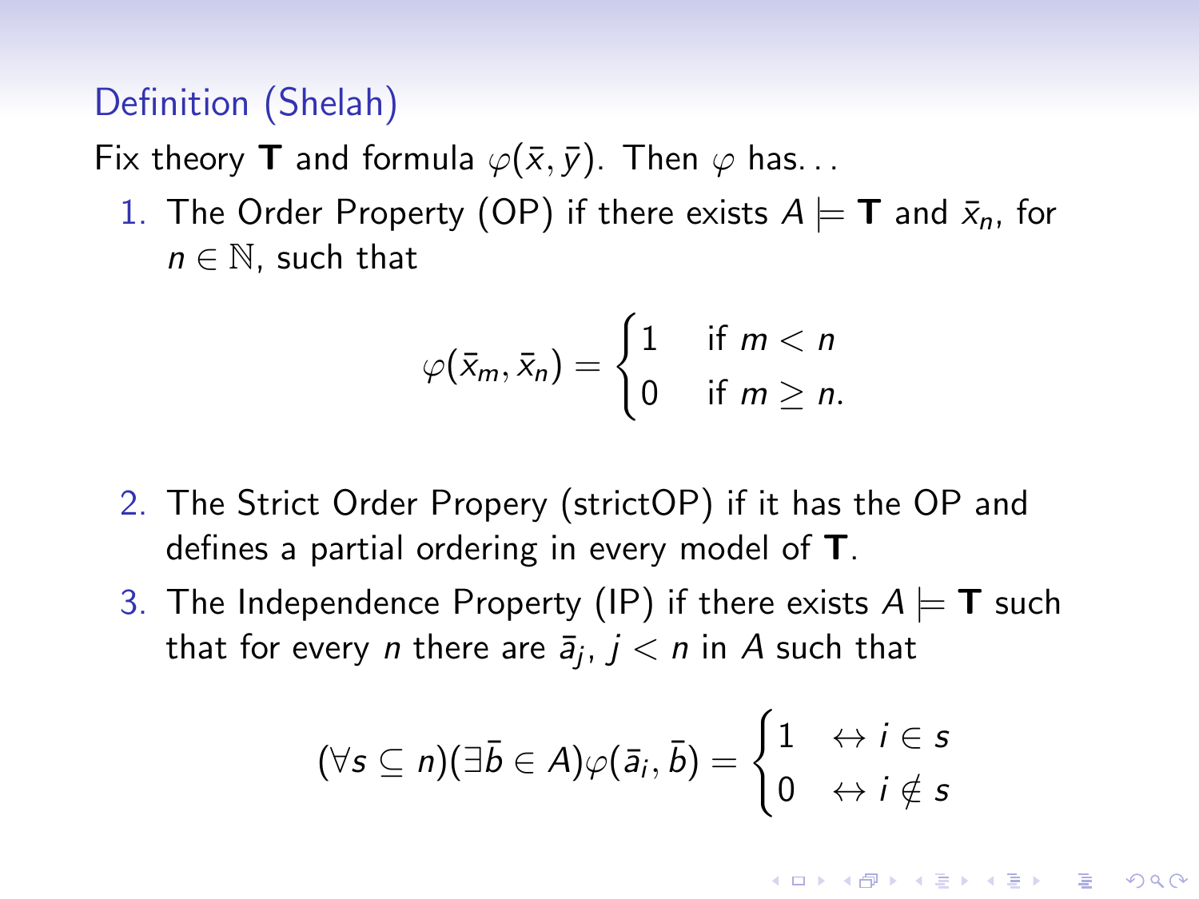Definition (Shelah)

Fix theory **T** and formula $\varphi(\bar{x}, \bar{y})$. Then $\varphi$ has...

1. The Order Property (OP) if there exists $A \models \mathbf{T}$ and $\bar{x}_n$, for $n \in \mathbb{N}$, such that

$$\varphi(\bar{x}_m, \bar{x}_n) = \begin{cases} 1 & \text{if } m < n \\ 0 & \text{if } m \geq n. \end{cases}$$

2. The Strict Order Propery (strictOP) if it has the OP and defines a partial ordering in every model of **T**.
3. The Independence Property (IP) if there exists $A \models \mathbf{T}$ such that for every $n$ there are $\bar{a}_j$, $j < n$ in $A$ such that

$$(\forall s \subseteq n)(\exists \bar{b} \in A)\varphi(\bar{a}_i, \bar{b}) = \begin{cases} 1 & \leftrightarrow i \in s \\ 0 & \leftrightarrow i \notin s \end{cases}$$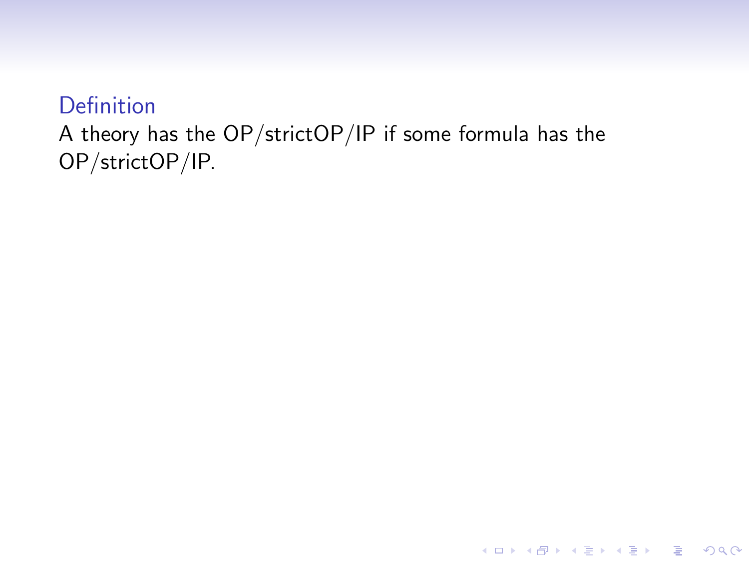**Definition**

A theory has the OP/strictOP/IP if some formula has the OP/strictOP/IP.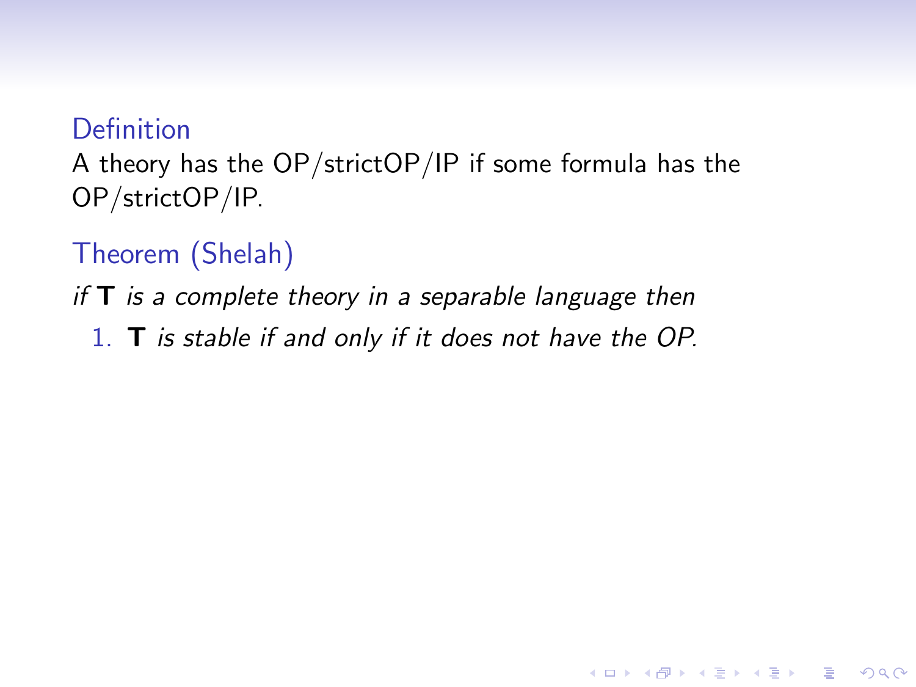### Definition

A theory has the OP/strictOP/IP if some formula has the OP/strictOP/IP.

### Theorem (Shelah)

*if* **T** *is a complete theory in a separable language then*

1. **T** *is stable if and only if it does not have the OP.*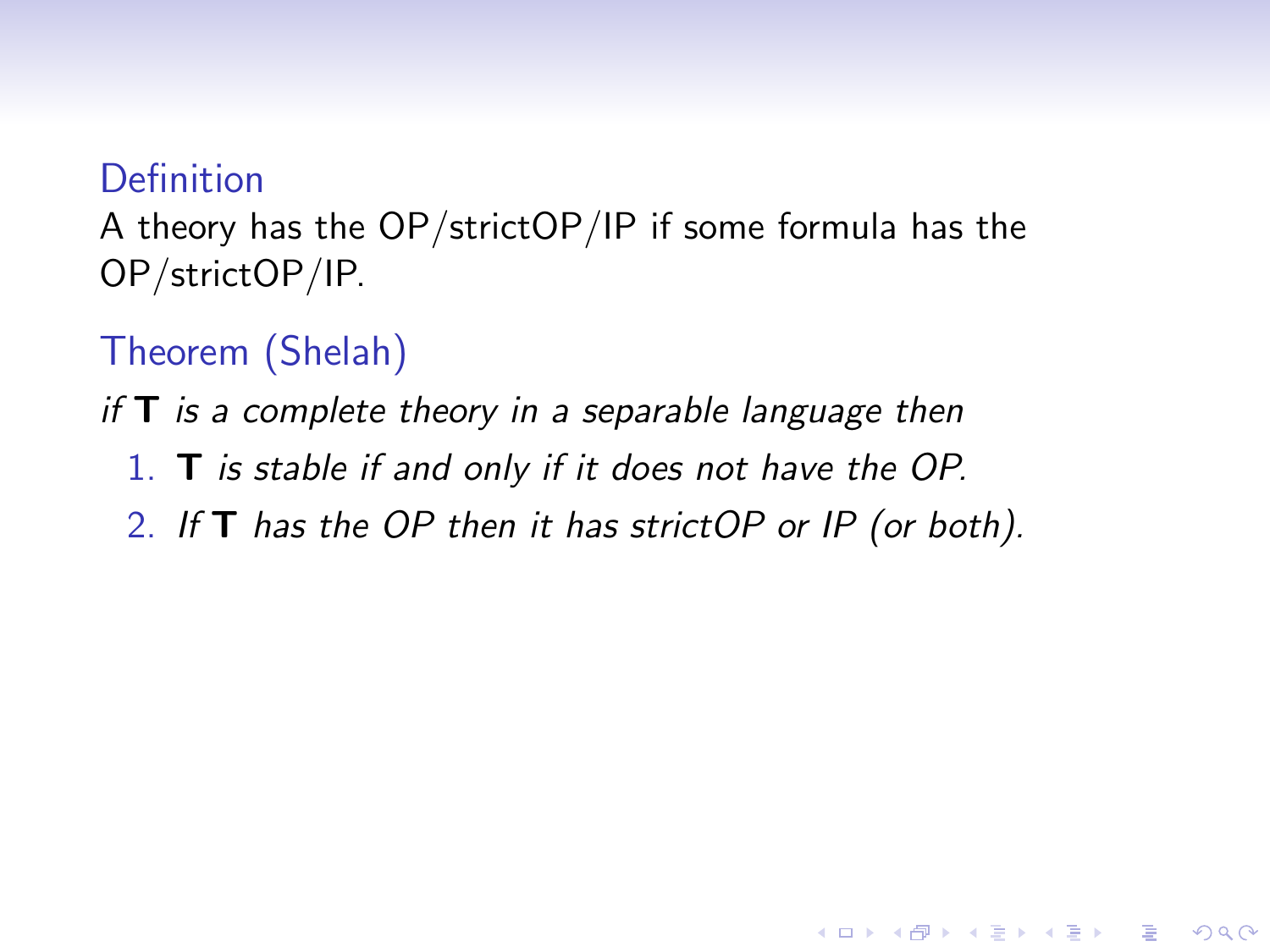**Definition**

A theory has the OP/strictOP/IP if some formula has the OP/strictOP/IP.

**Theorem (Shelah)**

*if* **T** *is a complete theory in a separable language then*

1. **T** *is stable if and only if it does not have the OP.*
2. *If* **T** *has the OP then it has strictOP or IP (or both).*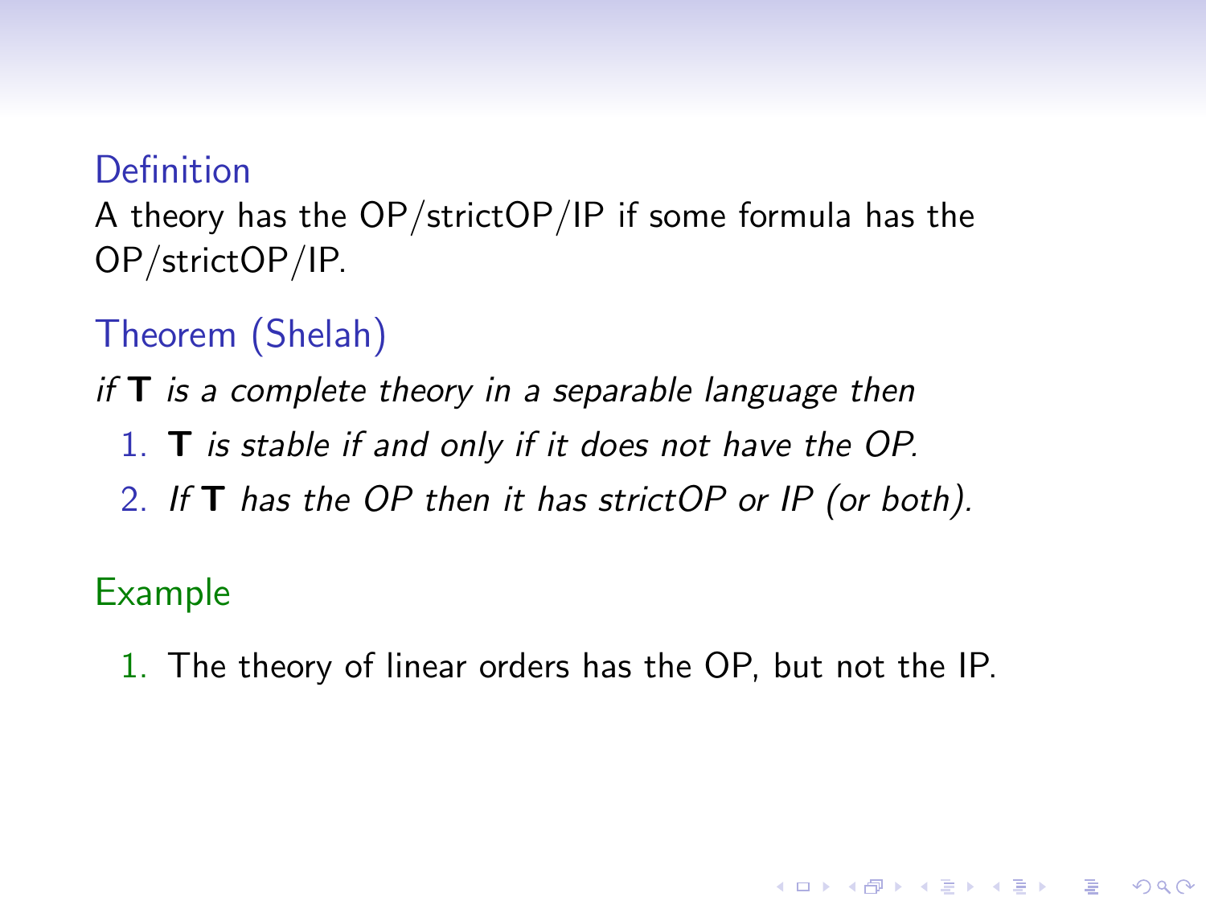**Definition**

A theory has the OP/strictOP/IP if some formula has the OP/strictOP/IP.

**Theorem (Shelah)**

*if* **T** *is a complete theory in a separable language then*

1. **T** *is stable if and only if it does not have the OP.*
2. *If* **T** *has the OP then it has strictOP or IP (or both).*

**Example**

1. The theory of linear orders has the OP, but not the IP.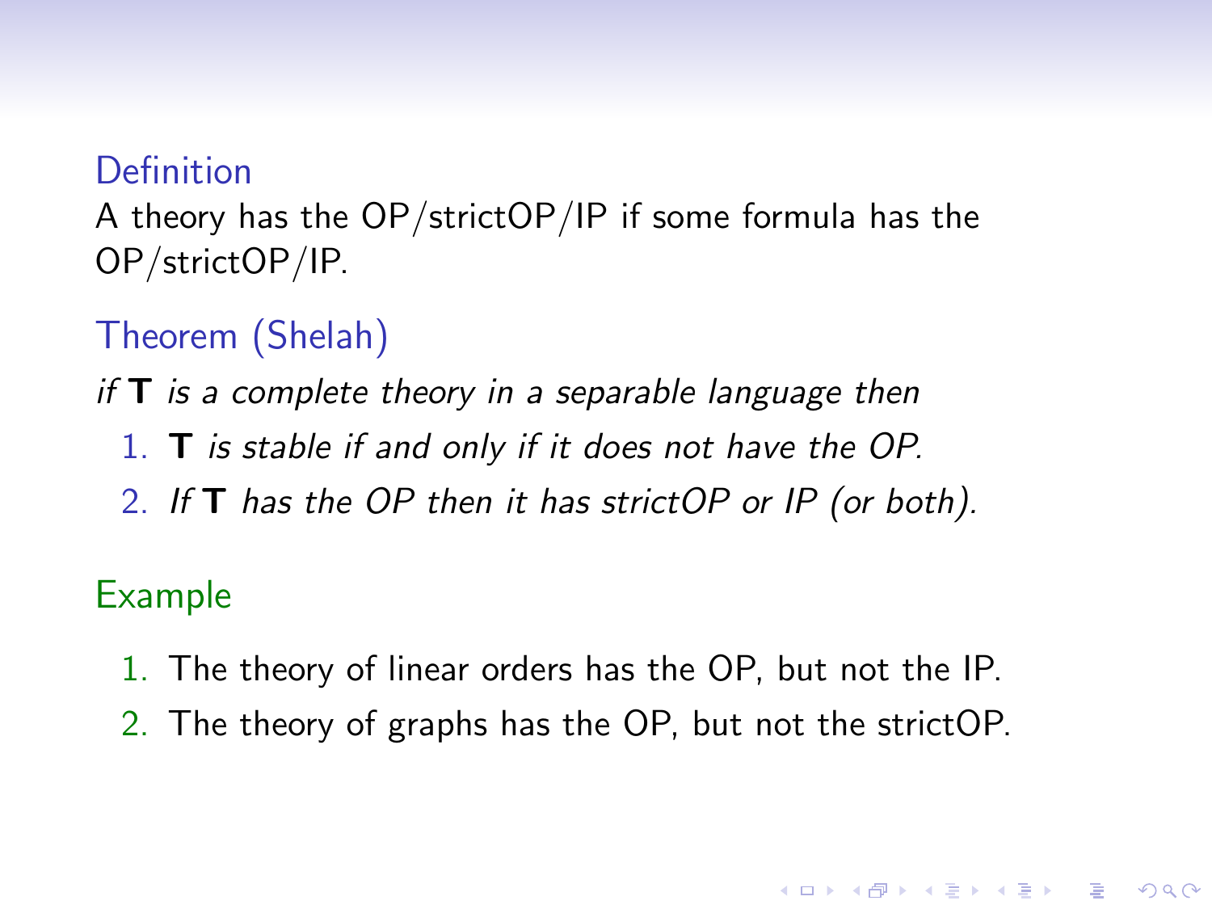**Definition**

A theory has the OP/strictOP/IP if some formula has the OP/strictOP/IP.

**Theorem (Shelah)**

*if* **T** *is a complete theory in a separable language then*

1. **T** *is stable if and only if it does not have the OP.*
2. *If* **T** *has the OP then it has strictOP or IP (or both).*

**Example**

1. The theory of linear orders has the OP, but not the IP.
2. The theory of graphs has the OP, but not the strictOP.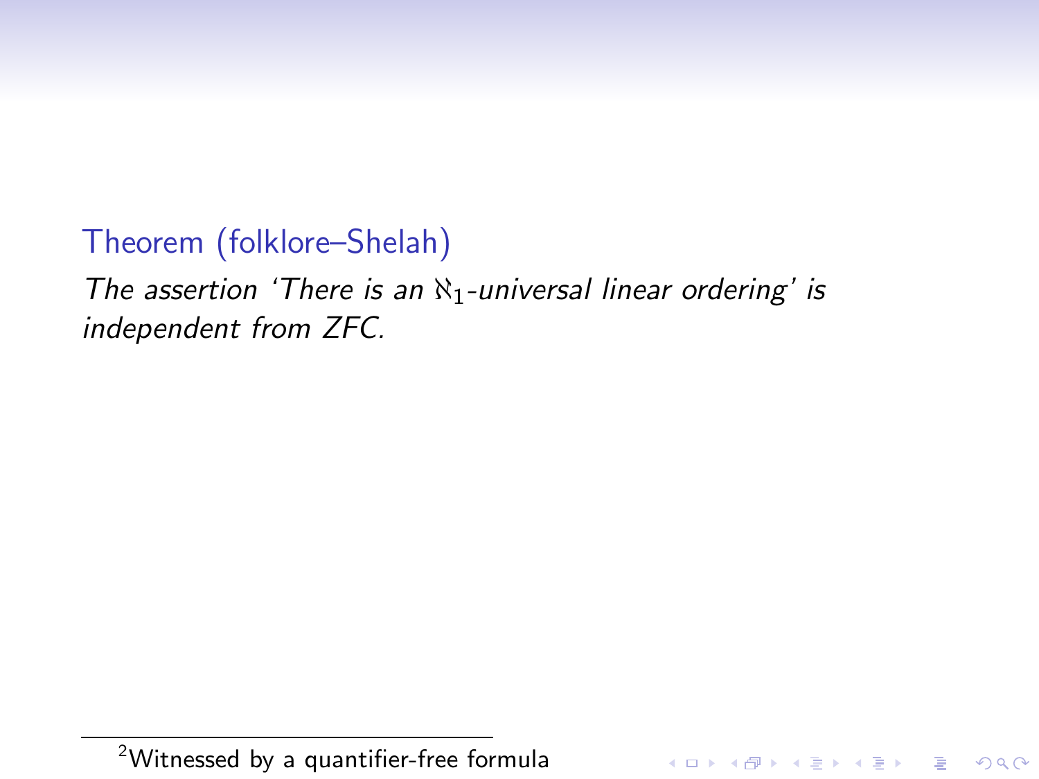**Theorem (folklore–Shelah)**

*The assertion 'There is an $\aleph_1$-universal linear ordering' is independent from ZFC.*

[2] Witnessed by a quantifier-free formula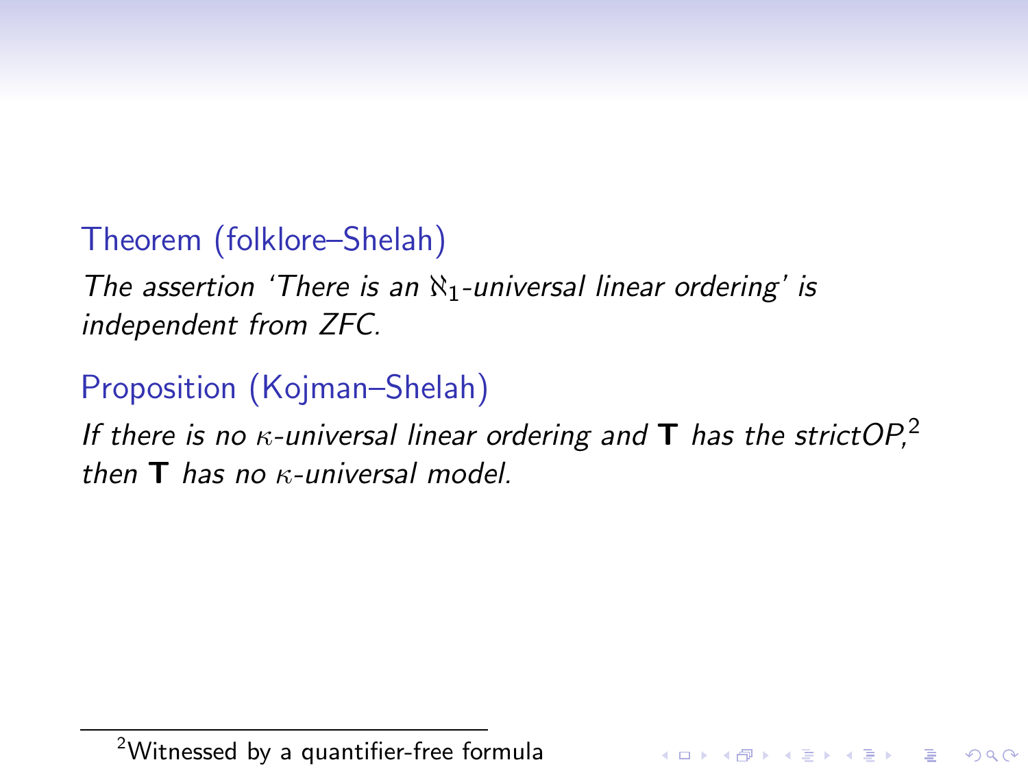**Theorem (folklore–Shelah)**

*The assertion 'There is an $\aleph_1$-universal linear ordering' is independent from ZFC.*

**Proposition (Kojman–Shelah)**

*If there is no $\kappa$-universal linear ordering and* **T** *has the strictOP,*[2] *then* **T** *has no $\kappa$-universal model.*

---

[2] Witnessed by a quantifier-free formula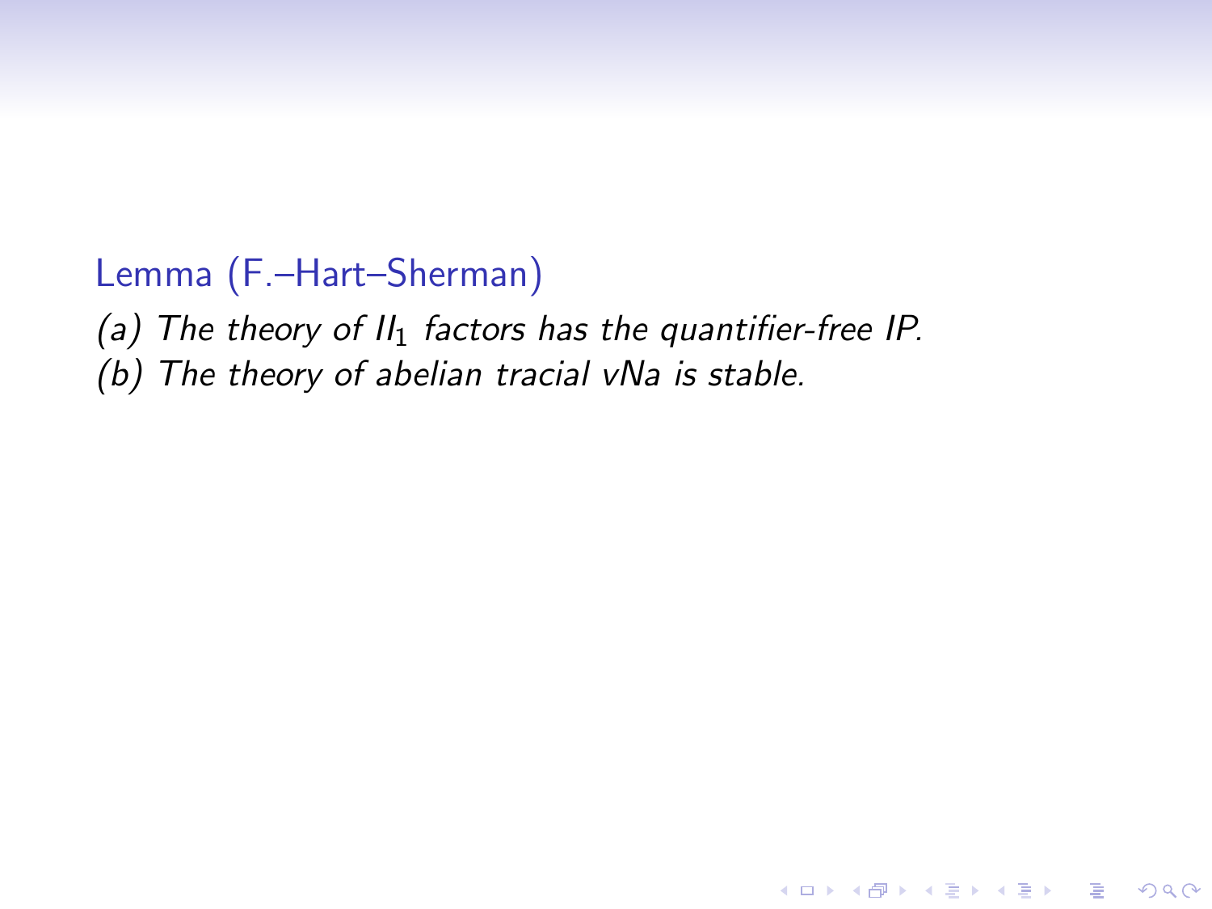**Lemma (F.–Hart–Sherman)**

*(a) The theory of $II_1$ factors has the quantifier-free IP.*
*(b) The theory of abelian tracial vNa is stable.*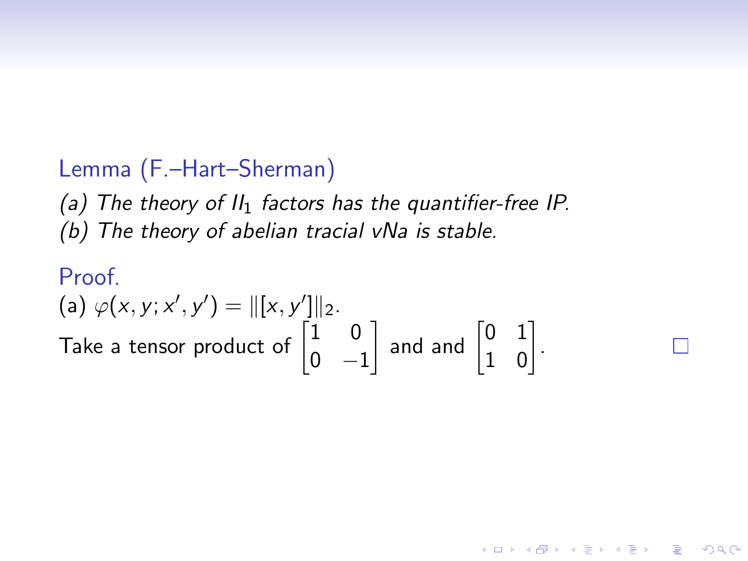**Lemma (F.–Hart–Sherman)**

*(a) The theory of $II_1$ factors has the quantifier-free IP.*
*(b) The theory of abelian tracial vNa is stable.*

**Proof.**

(a) $\varphi(x, y; x', y') = \|[x, y']\|_2$.
Take a tensor product of $\begin{bmatrix} 1 & 0 \\ 0 & -1 \end{bmatrix}$ and and $\begin{bmatrix} 0 & 1 \\ 1 & 0 \end{bmatrix}$. □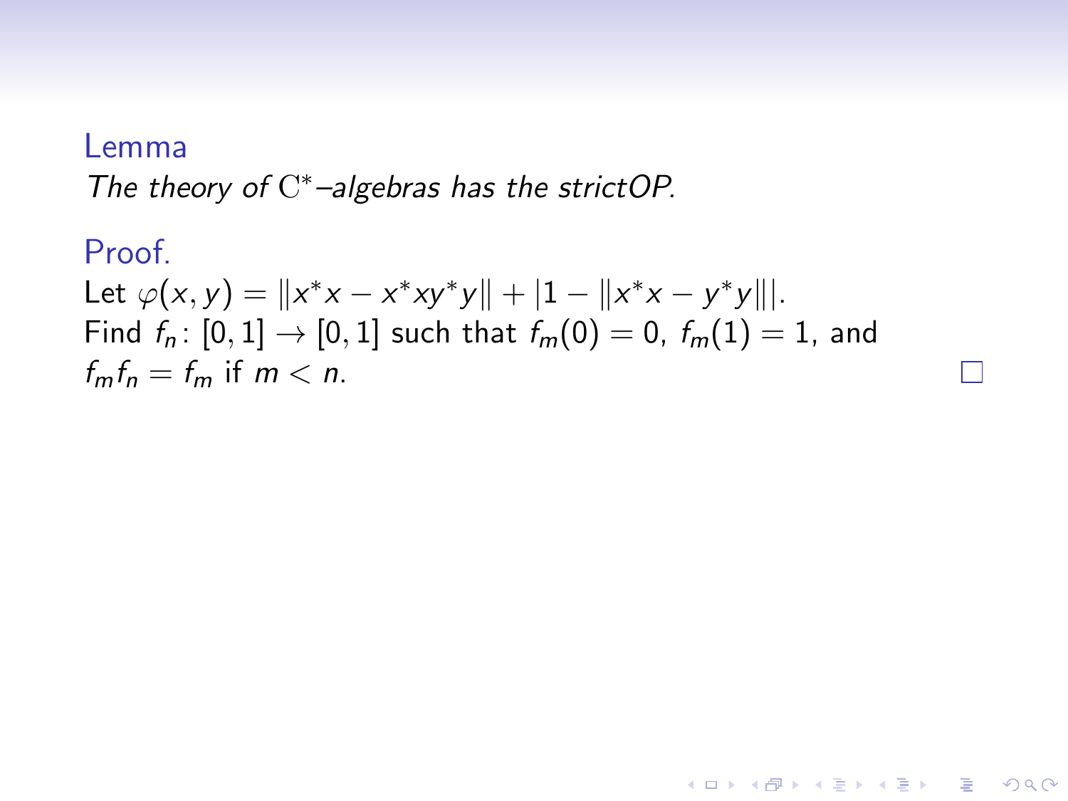**Lemma**

*The theory of $\mathrm{C}^*$–algebras has the strictOP.*

**Proof.**

Let $\varphi(x, y) = \|x^* x - x^* x y^* y\| + |1 - \|x^* x - y^* y\||$.
Find $f_n \colon [0, 1] \to [0, 1]$ such that $f_m(0) = 0$, $f_m(1) = 1$, and $f_m f_n = f_m$ if $m < n$. □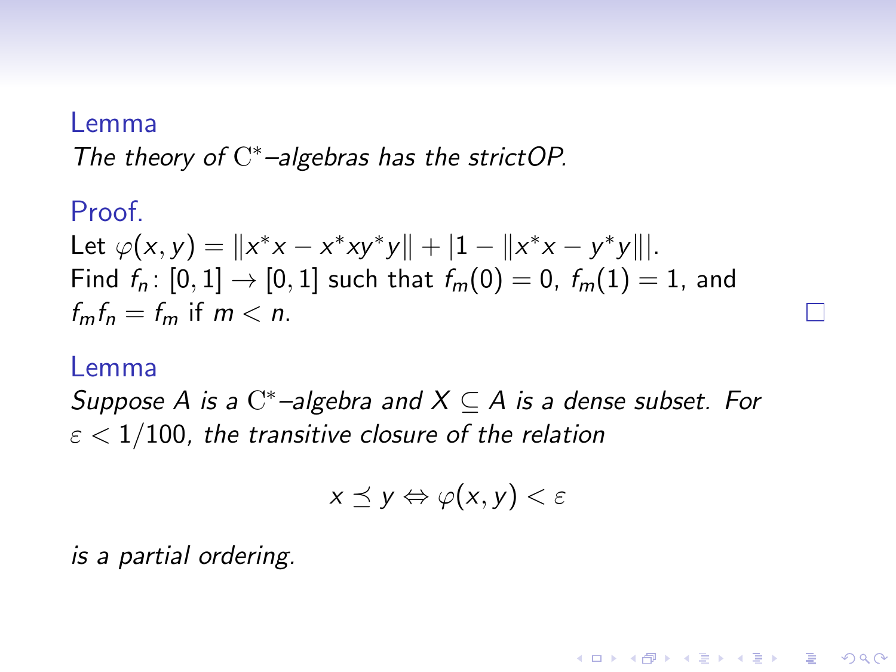**Lemma**

*The theory of $\mathrm{C}^*$–algebras has the strictOP.*

**Proof.**

Let $\varphi(x, y) = \|x^*x - x^*xy^*y\| + |1 - \|x^*x - y^*y\||$.
Find $f_n \colon [0, 1] \to [0, 1]$ such that $f_m(0) = 0$, $f_m(1) = 1$, and $f_m f_n = f_m$ if $m < n$. □

**Lemma**

*Suppose $A$ is a $\mathrm{C}^*$–algebra and $X \subseteq A$ is a dense subset. For $\varepsilon < 1/100$, the transitive closure of the relation*

$$x \preceq y \Leftrightarrow \varphi(x, y) < \varepsilon$$

*is a partial ordering.*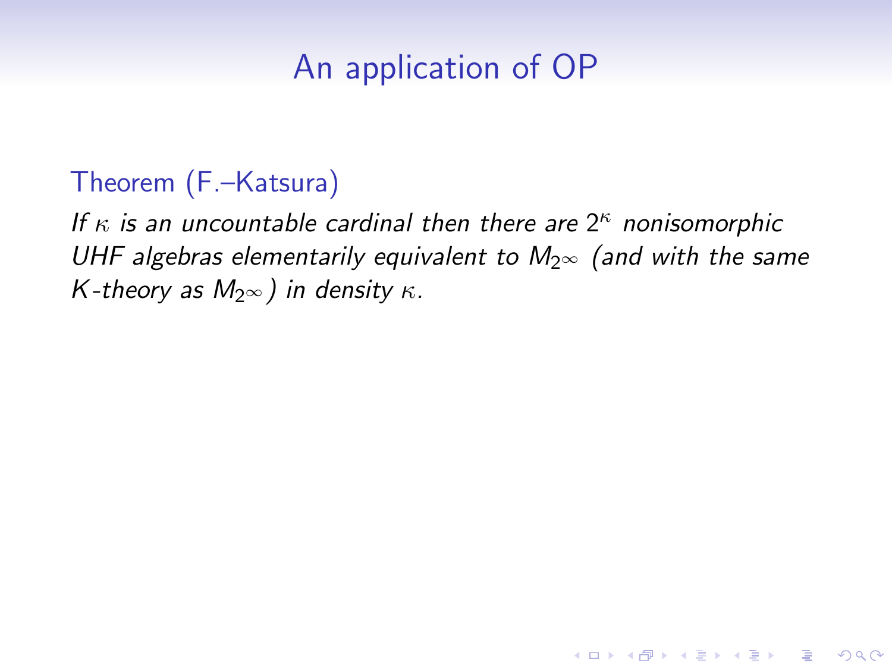# An application of OP

**Theorem (F.–Katsura)**

*If $\kappa$ is an uncountable cardinal then there are $2^\kappa$ nonisomorphic UHF algebras elementarily equivalent to $M_{2^\infty}$ (and with the same K-theory as $M_{2^\infty}$) in density $\kappa$.*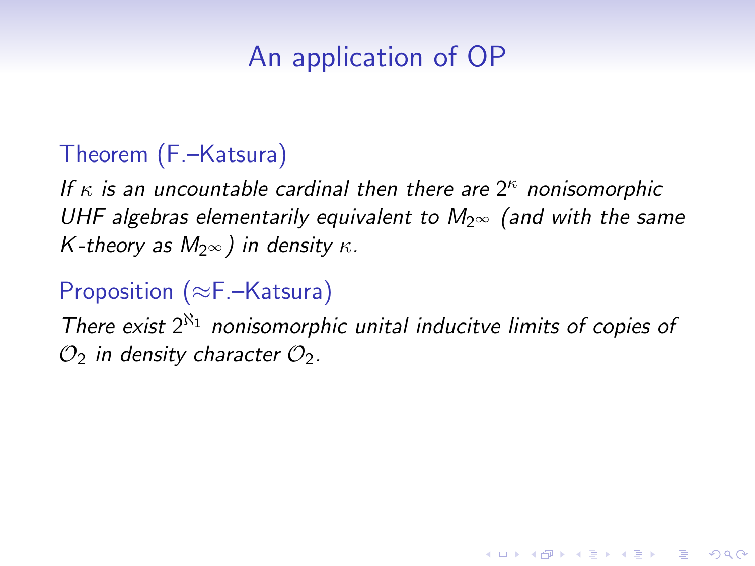# An application of OP

Theorem (F.–Katsura)

*If $\kappa$ is an uncountable cardinal then there are $2^\kappa$ nonisomorphic UHF algebras elementarily equivalent to $M_{2^\infty}$ (and with the same K-theory as $M_{2^\infty}$) in density $\kappa$.*

Proposition ($\approx$F.–Katsura)

*There exist $2^{\aleph_1}$ nonisomorphic unital inducitve limits of copies of $\mathcal{O}_2$ in density character $\mathcal{O}_2$.*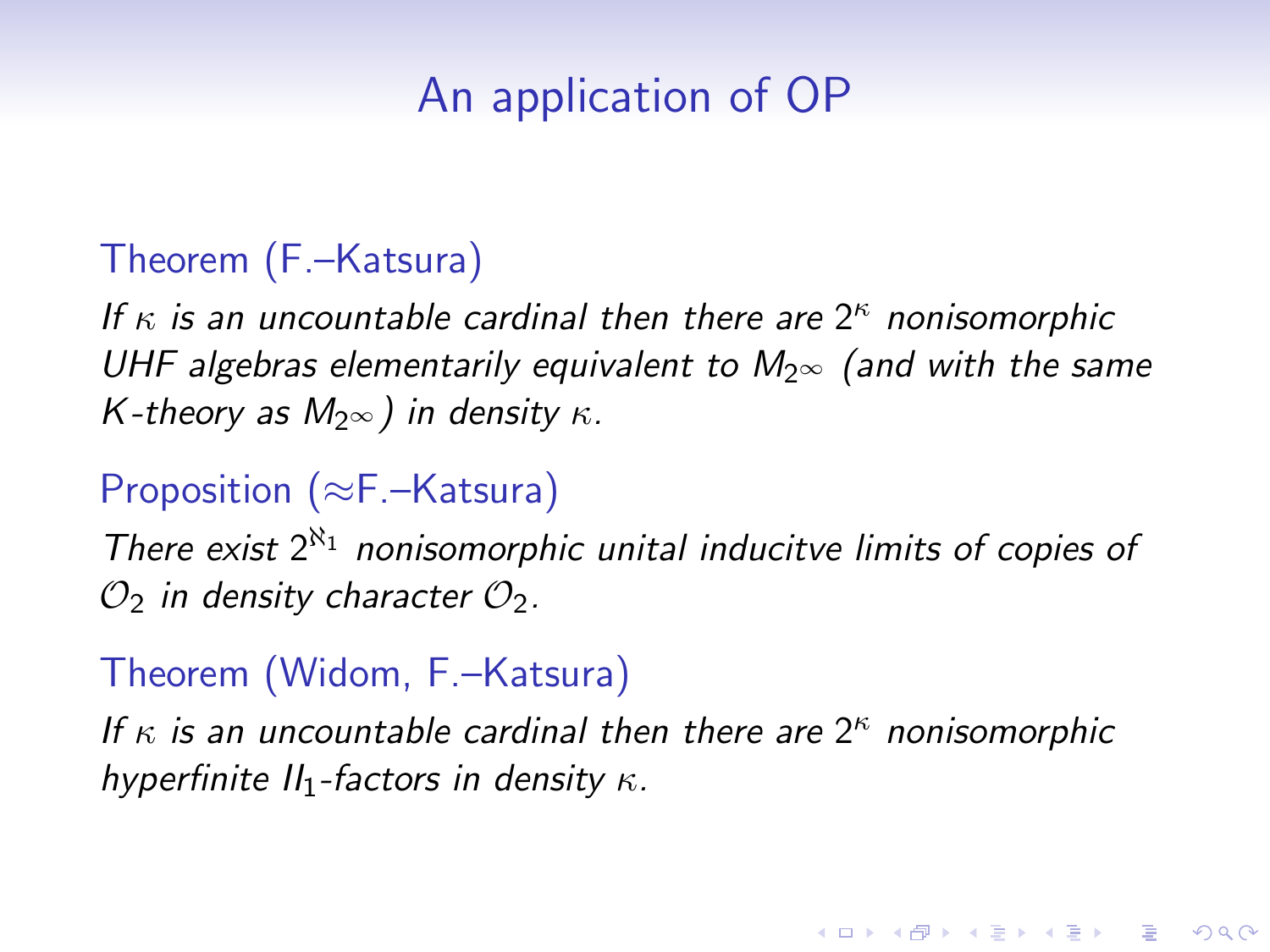# An application of OP

**Theorem (F.–Katsura)**

*If $\kappa$ is an uncountable cardinal then there are $2^\kappa$ nonisomorphic UHF algebras elementarily equivalent to $M_{2^\infty}$ (and with the same K-theory as $M_{2^\infty}$) in density $\kappa$.*

**Proposition (≈F.–Katsura)**

*There exist $2^{\aleph_1}$ nonisomorphic unital inducitve limits of copies of $\mathcal{O}_2$ in density character $\mathcal{O}_2$.*

**Theorem (Widom, F.–Katsura)**

*If $\kappa$ is an uncountable cardinal then there are $2^\kappa$ nonisomorphic hyperfinite $II_1$-factors in density $\kappa$.*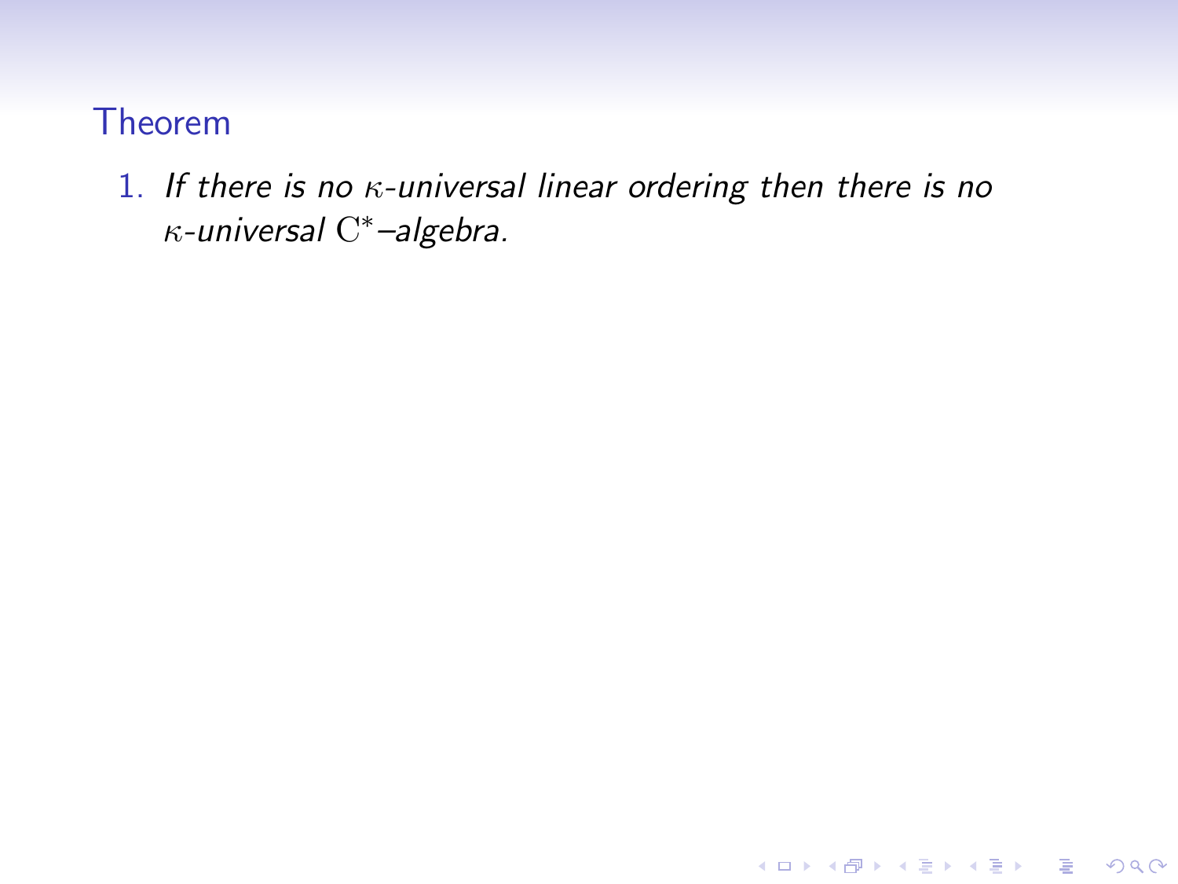**Theorem**

1. *If there is no $\kappa$-universal linear ordering then there is no $\kappa$-universal $\mathrm{C}^*$–algebra.*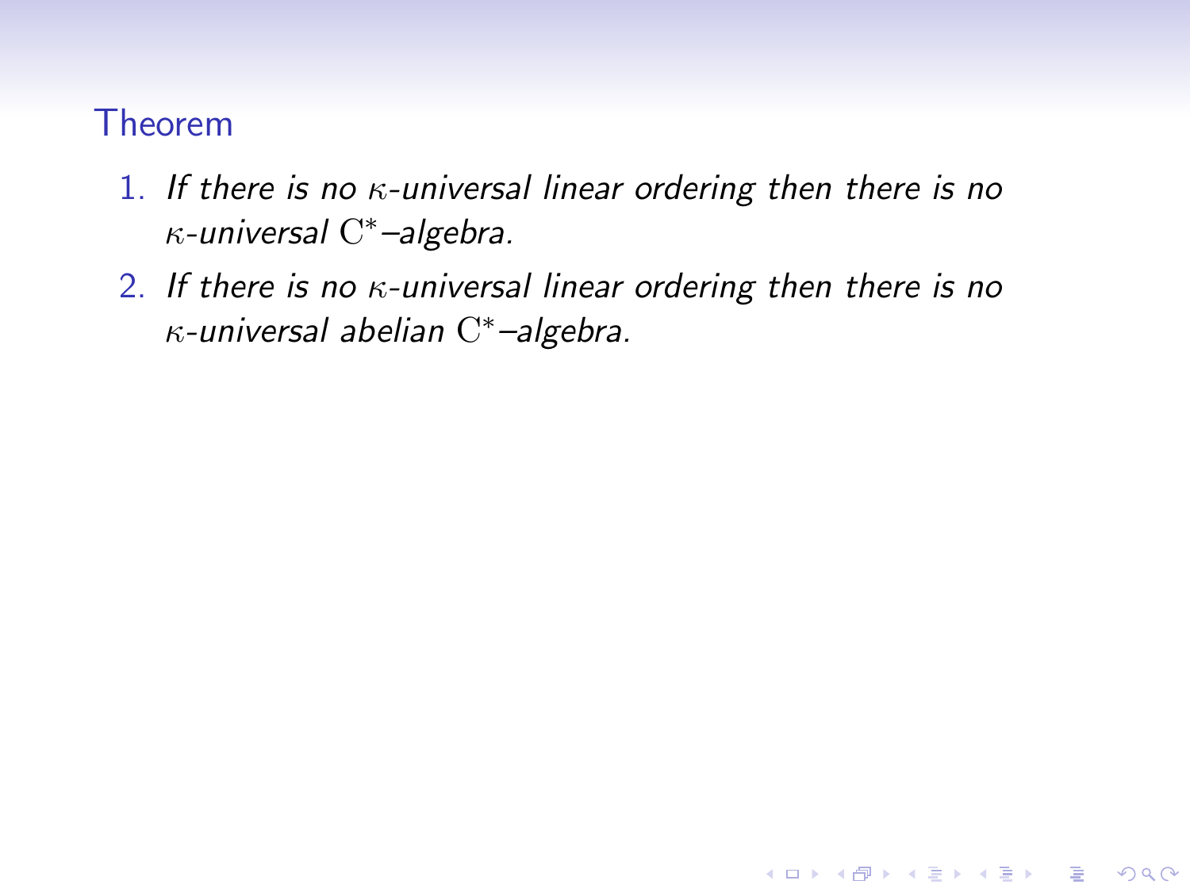### Theorem

1. *If there is no $\kappa$-universal linear ordering then there is no $\kappa$-universal $\mathrm{C}^*$–algebra.*
2. *If there is no $\kappa$-universal linear ordering then there is no $\kappa$-universal abelian $\mathrm{C}^*$–algebra.*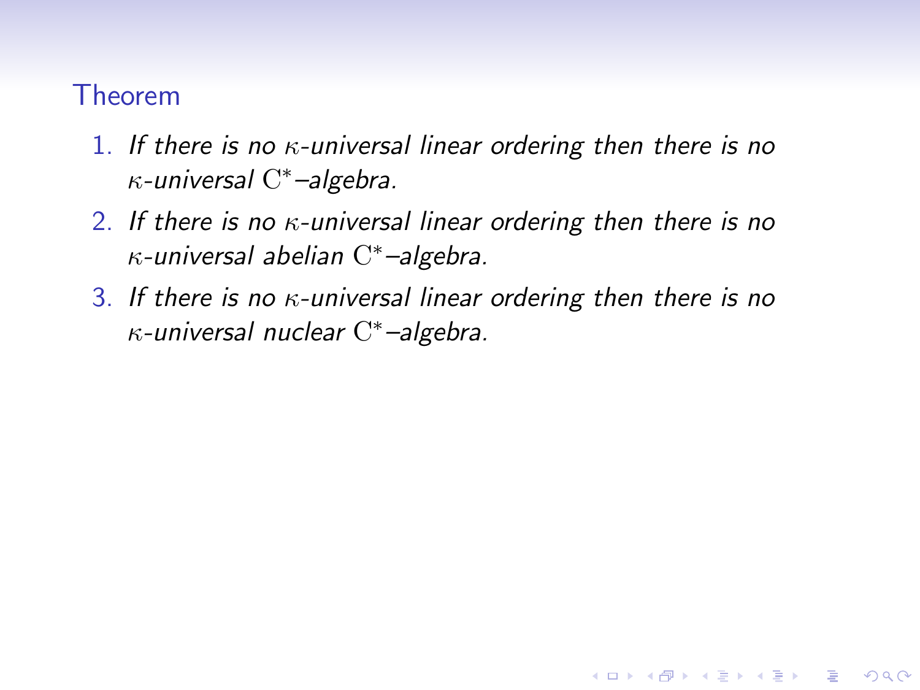**Theorem**

1. *If there is no* $\kappa$*-universal linear ordering then there is no* $\kappa$*-universal* $\mathrm{C}^*$*–algebra.*
2. *If there is no* $\kappa$*-universal linear ordering then there is no* $\kappa$*-universal abelian* $\mathrm{C}^*$*–algebra.*
3. *If there is no* $\kappa$*-universal linear ordering then there is no* $\kappa$*-universal nuclear* $\mathrm{C}^*$*–algebra.*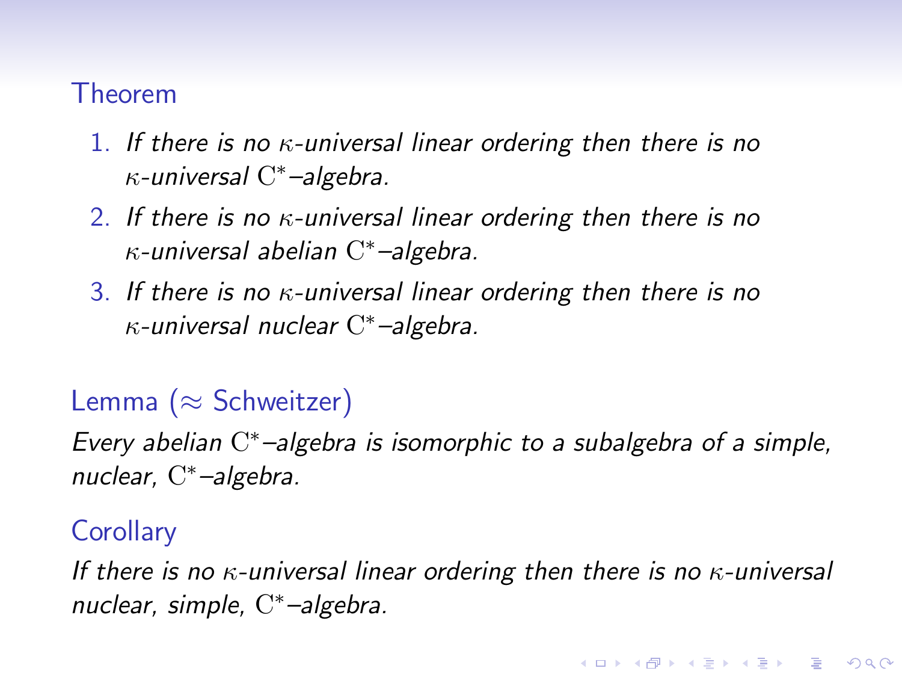### Theorem

1. *If there is no $\kappa$-universal linear ordering then there is no $\kappa$-universal $\mathrm{C}^*$–algebra.*
2. *If there is no $\kappa$-universal linear ordering then there is no $\kappa$-universal abelian $\mathrm{C}^*$–algebra.*
3. *If there is no $\kappa$-universal linear ordering then there is no $\kappa$-universal nuclear $\mathrm{C}^*$–algebra.*

### Lemma ($\approx$ Schweitzer)

*Every abelian $\mathrm{C}^*$–algebra is isomorphic to a subalgebra of a simple, nuclear, $\mathrm{C}^*$–algebra.*

### Corollary

*If there is no $\kappa$-universal linear ordering then there is no $\kappa$-universal nuclear, simple, $\mathrm{C}^*$–algebra.*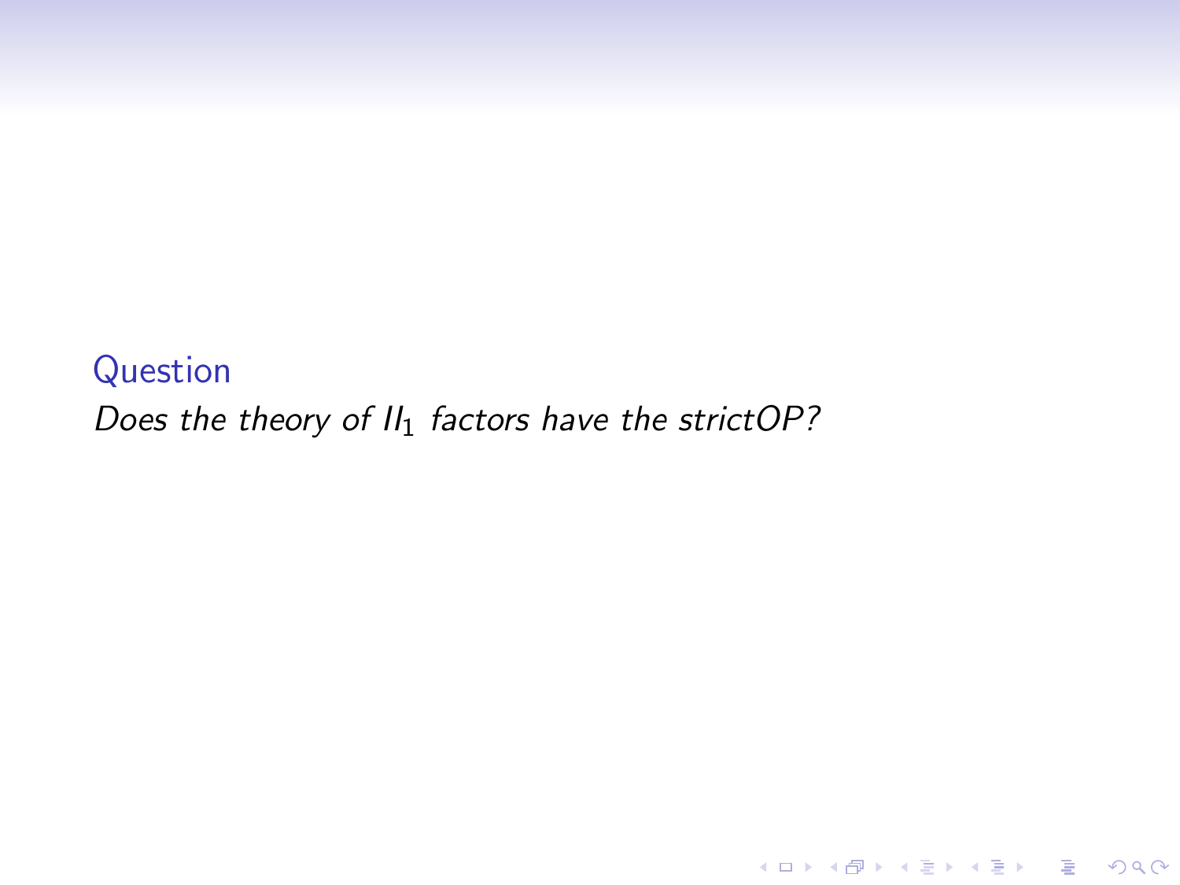**Question**

*Does the theory of $II_1$ factors have the strictOP?*